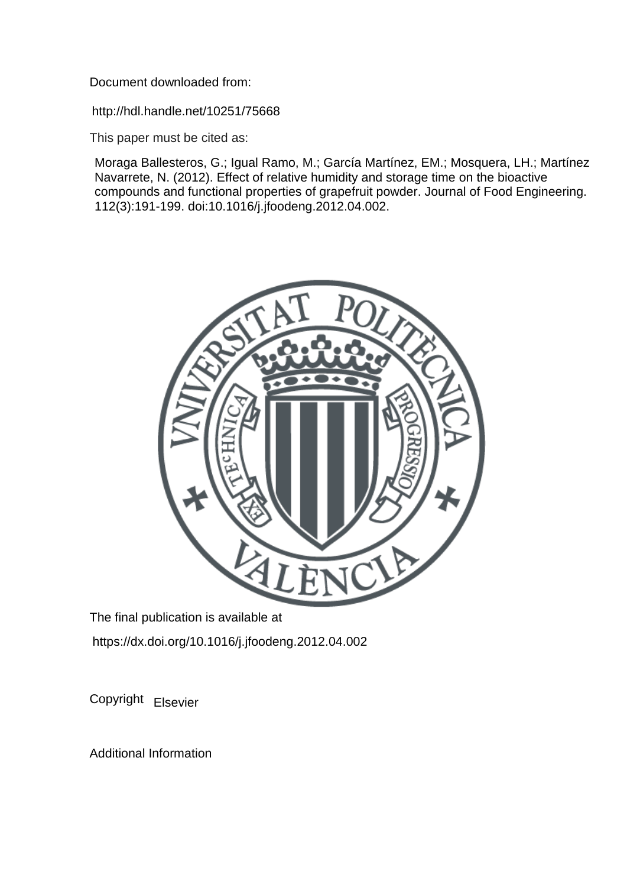Document downloaded from:

http://hdl.handle.net/10251/75668

This paper must be cited as:

Moraga Ballesteros, G.; Igual Ramo, M.; García Martínez, EM.; Mosquera, LH.; Martínez Navarrete, N. (2012). Effect of relative humidity and storage time on the bioactive compounds and functional properties of grapefruit powder. Journal of Food Engineering. 112(3):191-199. doi:10.1016/j.jfoodeng.2012.04.002.

The final publication is available at

https://dx.doi.org/10.1016/j.jfoodeng.2012.04.002

Copyright Elsevier

Additional Information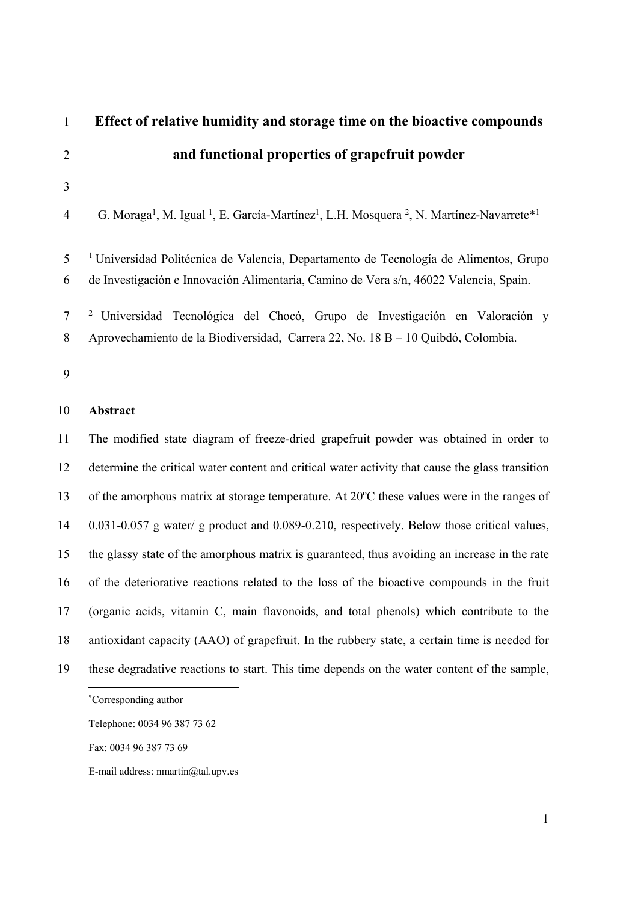# Effect of relative humidity and storage time on the bioactive compounds and functional properties of grapefruit powder

G. Moraga[1], M. Igual [1], E. García-Martínez[1], L.H. Mosquera [2], N. Martínez-Navarrete*[1]

[1] Universidad Politécnica de Valencia, Departamento de Tecnología de Alimentos, Grupo de Investigación e Innovación Alimentaria, Camino de Vera s/n, 46022 Valencia, Spain.

[2] Universidad Tecnológica del Chocó, Grupo de Investigación en Valoración y Aprovechamiento de la Biodiversidad, Carrera 22, No. 18 B – 10 Quibdó, Colombia.

**Abstract**

The modified state diagram of freeze-dried grapefruit powder was obtained in order to determine the critical water content and critical water activity that cause the glass transition of the amorphous matrix at storage temperature. At 20ºC these values were in the ranges of 0.031-0.057 g water/ g product and 0.089-0.210, respectively. Below those critical values, the glassy state of the amorphous matrix is guaranteed, thus avoiding an increase in the rate of the deteriorative reactions related to the loss of the bioactive compounds in the fruit (organic acids, vitamin C, main flavonoids, and total phenols) which contribute to the antioxidant capacity (AAO) of grapefruit. In the rubbery state, a certain time is needed for these degradative reactions to start. This time depends on the water content of the sample,

*Corresponding author

Telephone: 0034 96 387 73 62

Fax: 0034 96 387 73 69

E-mail address: nmartin@tal.upv.es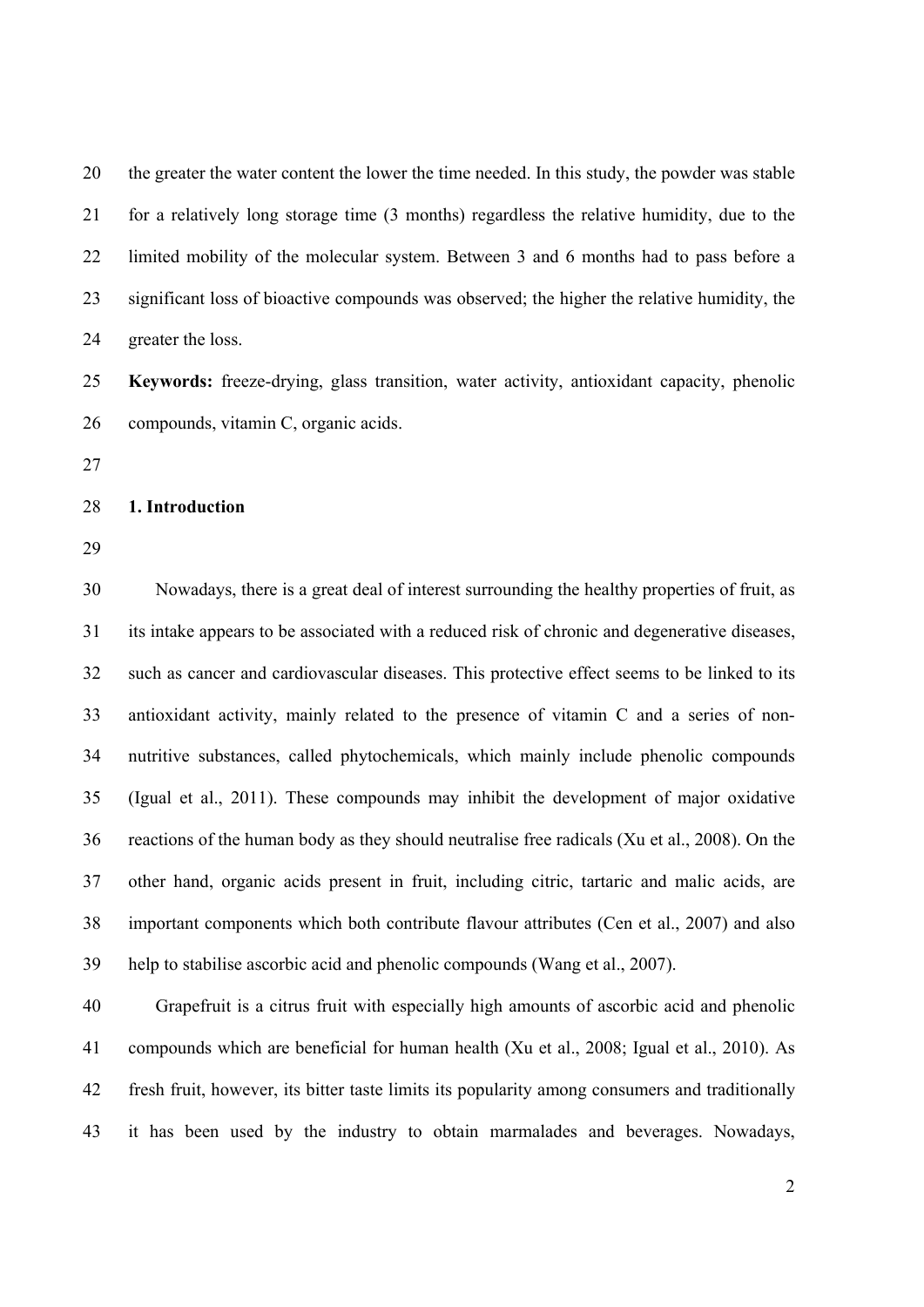the greater the water content the lower the time needed. In this study, the powder was stable for a relatively long storage time (3 months) regardless the relative humidity, due to the limited mobility of the molecular system. Between 3 and 6 months had to pass before a significant loss of bioactive compounds was observed; the higher the relative humidity, the greater the loss.

**Keywords:** freeze-drying, glass transition, water activity, antioxidant capacity, phenolic compounds, vitamin C, organic acids.

## 1. Introduction

Nowadays, there is a great deal of interest surrounding the healthy properties of fruit, as its intake appears to be associated with a reduced risk of chronic and degenerative diseases, such as cancer and cardiovascular diseases. This protective effect seems to be linked to its antioxidant activity, mainly related to the presence of vitamin C and a series of non-nutritive substances, called phytochemicals, which mainly include phenolic compounds (Igual et al., 2011). These compounds may inhibit the development of major oxidative reactions of the human body as they should neutralise free radicals (Xu et al., 2008). On the other hand, organic acids present in fruit, including citric, tartaric and malic acids, are important components which both contribute flavour attributes (Cen et al., 2007) and also help to stabilise ascorbic acid and phenolic compounds (Wang et al., 2007).

Grapefruit is a citrus fruit with especially high amounts of ascorbic acid and phenolic compounds which are beneficial for human health (Xu et al., 2008; Igual et al., 2010). As fresh fruit, however, its bitter taste limits its popularity among consumers and traditionally it has been used by the industry to obtain marmalades and beverages. Nowadays,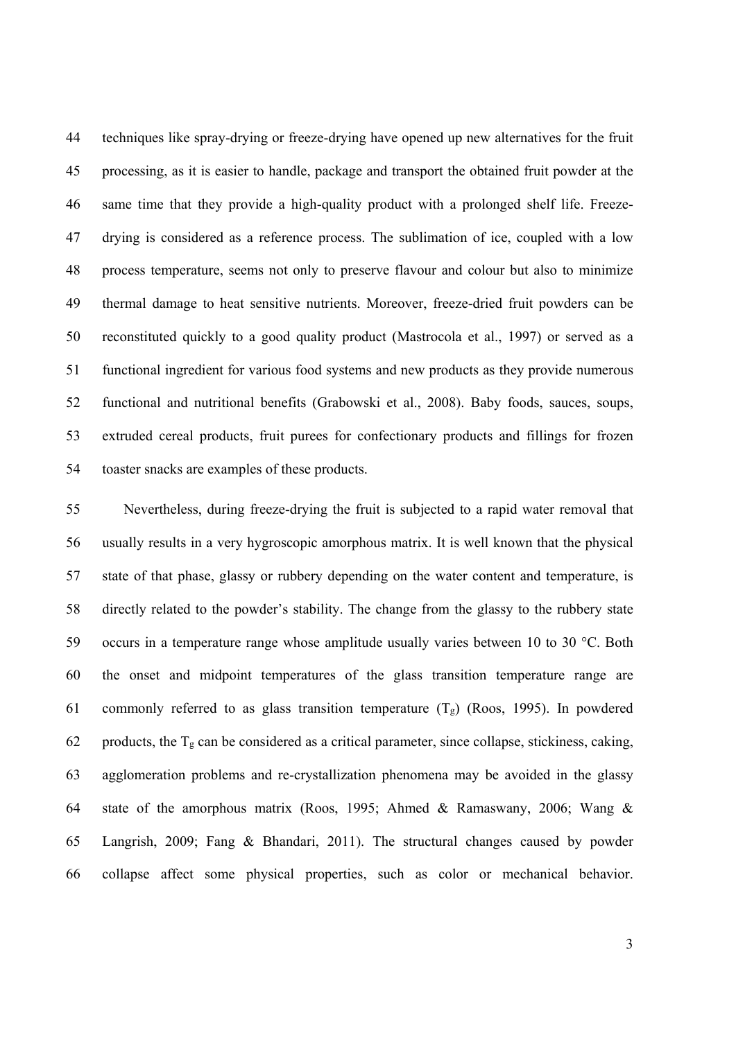techniques like spray-drying or freeze-drying have opened up new alternatives for the fruit processing, as it is easier to handle, package and transport the obtained fruit powder at the same time that they provide a high-quality product with a prolonged shelf life. Freeze-drying is considered as a reference process. The sublimation of ice, coupled with a low process temperature, seems not only to preserve flavour and colour but also to minimize thermal damage to heat sensitive nutrients. Moreover, freeze-dried fruit powders can be reconstituted quickly to a good quality product (Mastrocola et al., 1997) or served as a functional ingredient for various food systems and new products as they provide numerous functional and nutritional benefits (Grabowski et al., 2008). Baby foods, sauces, soups, extruded cereal products, fruit purees for confectionary products and fillings for frozen toaster snacks are examples of these products.

Nevertheless, during freeze-drying the fruit is subjected to a rapid water removal that usually results in a very hygroscopic amorphous matrix. It is well known that the physical state of that phase, glassy or rubbery depending on the water content and temperature, is directly related to the powder's stability. The change from the glassy to the rubbery state occurs in a temperature range whose amplitude usually varies between 10 to 30 °C. Both the onset and midpoint temperatures of the glass transition temperature range are commonly referred to as glass transition temperature ($T_g$) (Roos, 1995). In powdered products, the $T_g$ can be considered as a critical parameter, since collapse, stickiness, caking, agglomeration problems and re-crystallization phenomena may be avoided in the glassy state of the amorphous matrix (Roos, 1995; Ahmed & Ramaswany, 2006; Wang & Langrish, 2009; Fang & Bhandari, 2011). The structural changes caused by powder collapse affect some physical properties, such as color or mechanical behavior.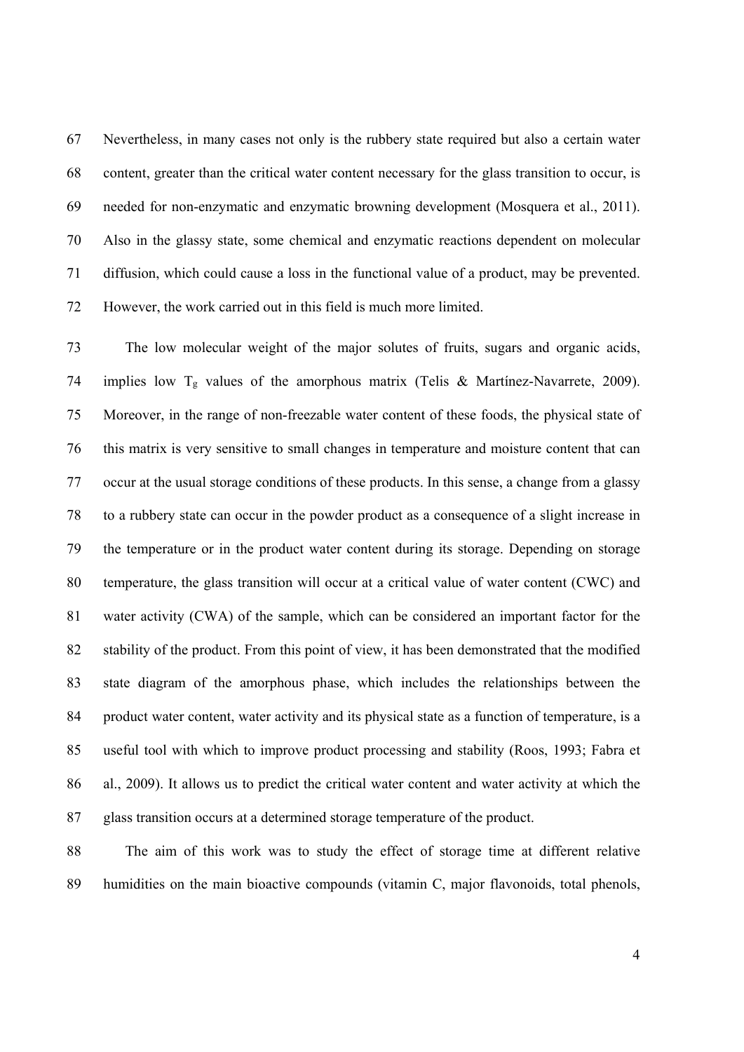Nevertheless, in many cases not only is the rubbery state required but also a certain water content, greater than the critical water content necessary for the glass transition to occur, is needed for non-enzymatic and enzymatic browning development (Mosquera et al., 2011). Also in the glassy state, some chemical and enzymatic reactions dependent on molecular diffusion, which could cause a loss in the functional value of a product, may be prevented. However, the work carried out in this field is much more limited.

The low molecular weight of the major solutes of fruits, sugars and organic acids, implies low $T_g$ values of the amorphous matrix (Telis & Martínez-Navarrete, 2009). Moreover, in the range of non-freezable water content of these foods, the physical state of this matrix is very sensitive to small changes in temperature and moisture content that can occur at the usual storage conditions of these products. In this sense, a change from a glassy to a rubbery state can occur in the powder product as a consequence of a slight increase in the temperature or in the product water content during its storage. Depending on storage temperature, the glass transition will occur at a critical value of water content (CWC) and water activity (CWA) of the sample, which can be considered an important factor for the stability of the product. From this point of view, it has been demonstrated that the modified state diagram of the amorphous phase, which includes the relationships between the product water content, water activity and its physical state as a function of temperature, is a useful tool with which to improve product processing and stability (Roos, 1993; Fabra et al., 2009). It allows us to predict the critical water content and water activity at which the glass transition occurs at a determined storage temperature of the product.

The aim of this work was to study the effect of storage time at different relative humidities on the main bioactive compounds (vitamin C, major flavonoids, total phenols,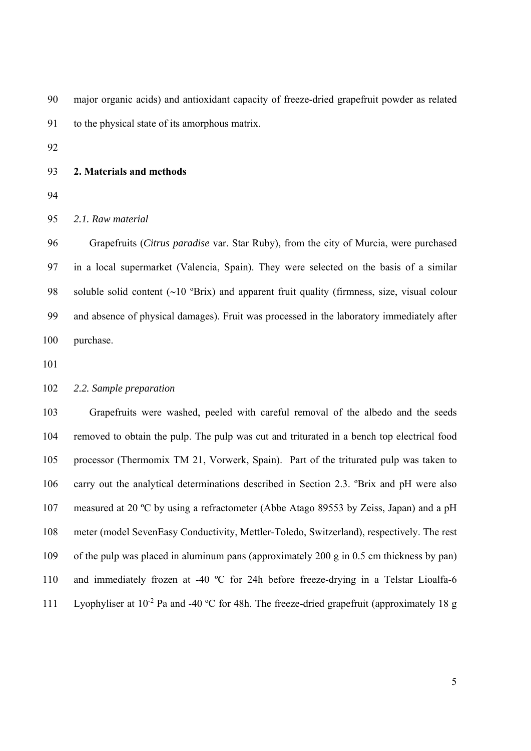major organic acids) and antioxidant capacity of freeze-dried grapefruit powder as related to the physical state of its amorphous matrix.

## 2. Materials and methods

### *2.1. Raw material*

Grapefruits (*Citrus paradise* var. Star Ruby), from the city of Murcia, were purchased in a local supermarket (Valencia, Spain). They were selected on the basis of a similar soluble solid content (~10 ºBrix) and apparent fruit quality (firmness, size, visual colour and absence of physical damages). Fruit was processed in the laboratory immediately after purchase.

### *2.2. Sample preparation*

Grapefruits were washed, peeled with careful removal of the albedo and the seeds removed to obtain the pulp. The pulp was cut and triturated in a bench top electrical food processor (Thermomix TM 21, Vorwerk, Spain). Part of the triturated pulp was taken to carry out the analytical determinations described in Section 2.3. ºBrix and pH were also measured at 20 ºC by using a refractometer (Abbe Atago 89553 by Zeiss, Japan) and a pH meter (model SevenEasy Conductivity, Mettler-Toledo, Switzerland), respectively. The rest of the pulp was placed in aluminum pans (approximately 200 g in 0.5 cm thickness by pan) and immediately frozen at -40 ºC for 24h before freeze-drying in a Telstar Lioalfa-6 Lyophyliser at $10^{-2}$ Pa and -40 ºC for 48h. The freeze-dried grapefruit (approximately 18 g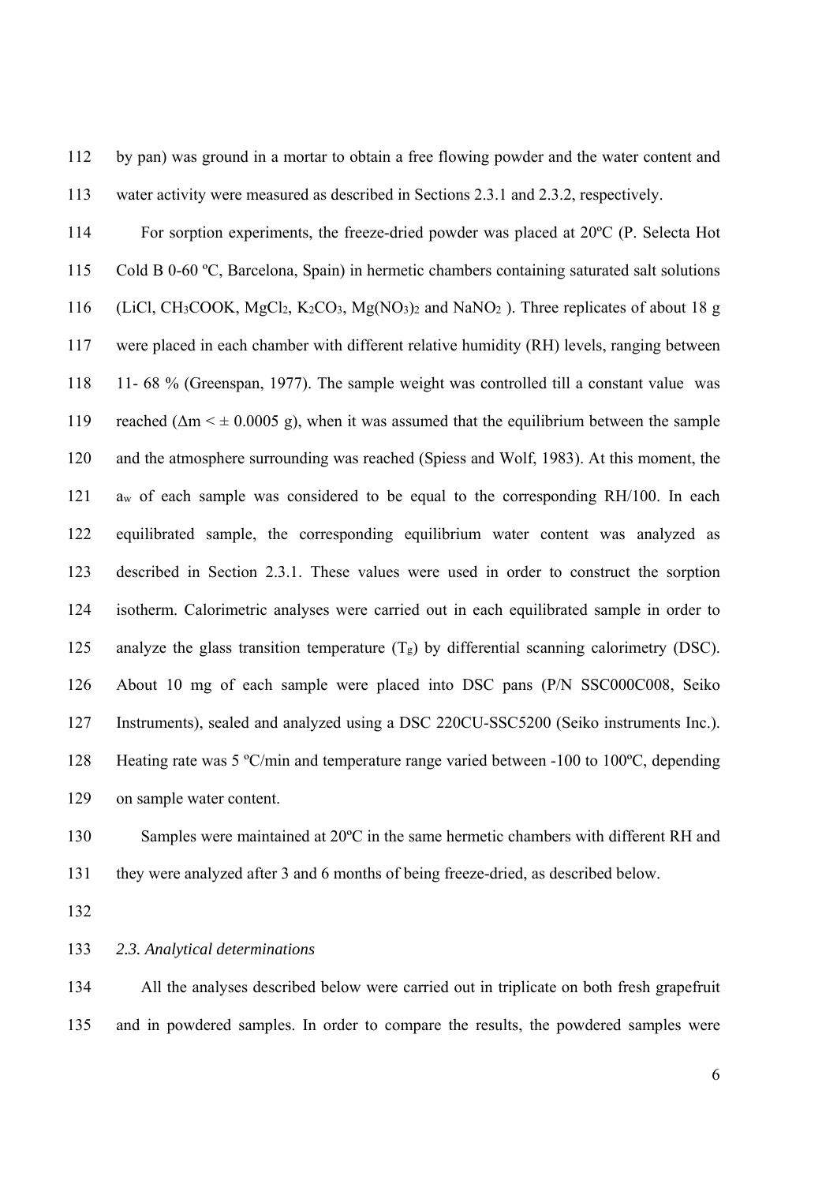by pan) was ground in a mortar to obtain a free flowing powder and the water content and water activity were measured as described in Sections 2.3.1 and 2.3.2, respectively.

For sorption experiments, the freeze-dried powder was placed at 20ºC (P. Selecta Hot Cold B 0-60 ºC, Barcelona, Spain) in hermetic chambers containing saturated salt solutions (LiCl, $CH_3COOK$, $MgCl_2$, $K_2CO_3$, $Mg(NO_3)_2$ and $NaNO_2$ ). Three replicates of about 18 g were placed in each chamber with different relative humidity (RH) levels, ranging between 11- 68 % (Greenspan, 1977). The sample weight was controlled till a constant value was reached ($\Delta m < \pm 0.0005$ g), when it was assumed that the equilibrium between the sample and the atmosphere surrounding was reached (Spiess and Wolf, 1983). At this moment, the $a_w$ of each sample was considered to be equal to the corresponding RH/100. In each equilibrated sample, the corresponding equilibrium water content was analyzed as described in Section 2.3.1. These values were used in order to construct the sorption isotherm. Calorimetric analyses were carried out in each equilibrated sample in order to analyze the glass transition temperature ($T_g$) by differential scanning calorimetry (DSC). About 10 mg of each sample were placed into DSC pans (P/N SSC000C008, Seiko Instruments), sealed and analyzed using a DSC 220CU-SSC5200 (Seiko instruments Inc.). Heating rate was 5 ºC/min and temperature range varied between -100 to 100ºC, depending on sample water content.

Samples were maintained at 20ºC in the same hermetic chambers with different RH and they were analyzed after 3 and 6 months of being freeze-dried, as described below.

### *2.3. Analytical determinations*

All the analyses described below were carried out in triplicate on both fresh grapefruit and in powdered samples. In order to compare the results, the powdered samples were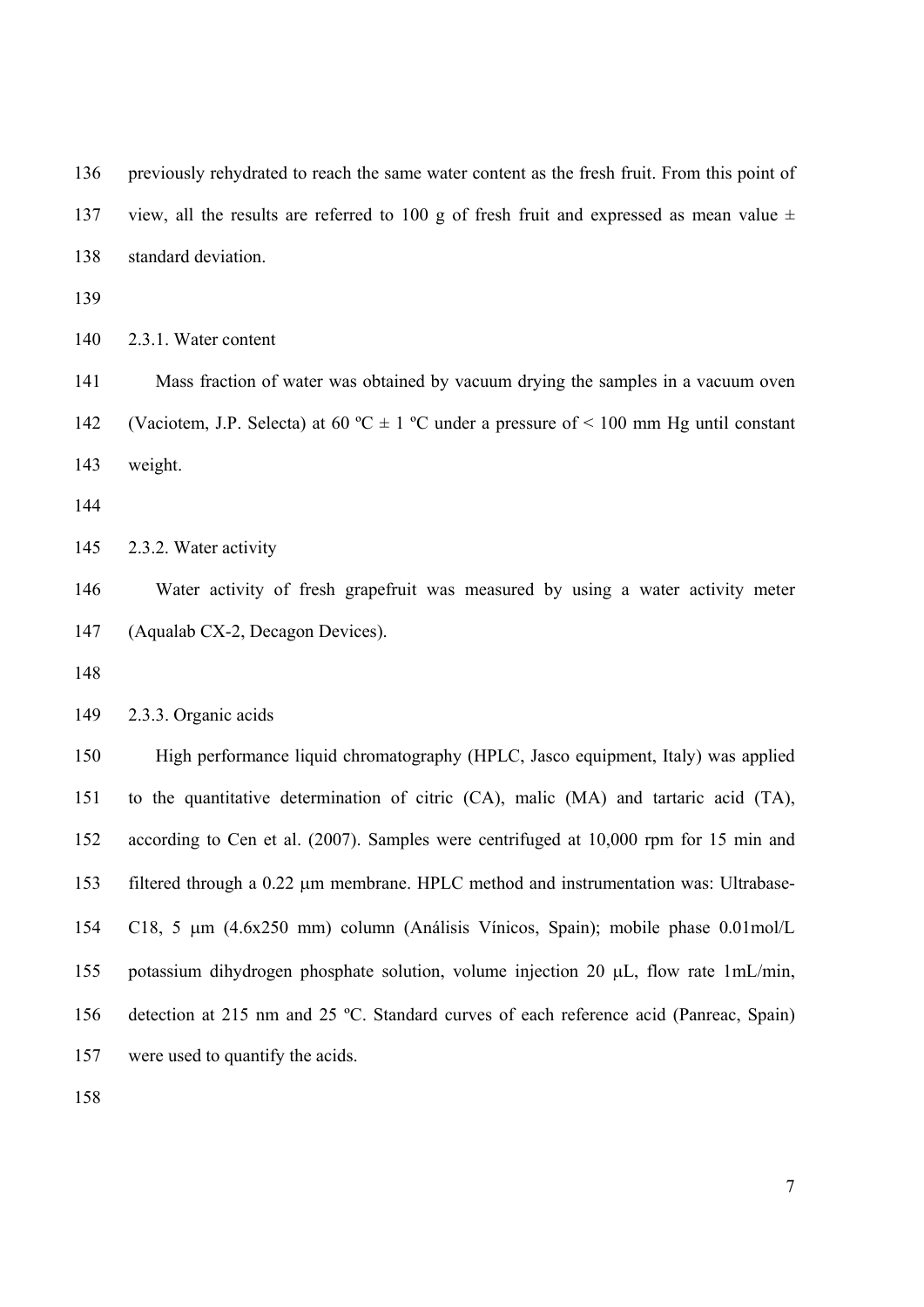previously rehydrated to reach the same water content as the fresh fruit. From this point of view, all the results are referred to 100 g of fresh fruit and expressed as mean value ± standard deviation.

#### 2.3.1. Water content

Mass fraction of water was obtained by vacuum drying the samples in a vacuum oven (Vaciotem, J.P. Selecta) at 60 ºC ± 1 ºC under a pressure of < 100 mm Hg until constant weight.

#### 2.3.2. Water activity

Water activity of fresh grapefruit was measured by using a water activity meter (Aqualab CX-2, Decagon Devices).

#### 2.3.3. Organic acids

High performance liquid chromatography (HPLC, Jasco equipment, Italy) was applied to the quantitative determination of citric (CA), malic (MA) and tartaric acid (TA), according to Cen et al. (2007). Samples were centrifuged at 10,000 rpm for 15 min and filtered through a 0.22 μm membrane. HPLC method and instrumentation was: Ultrabase-C18, 5 μm (4.6x250 mm) column (Análisis Vínicos, Spain); mobile phase 0.01mol/L potassium dihydrogen phosphate solution, volume injection 20 μL, flow rate 1mL/min, detection at 215 nm and 25 ºC. Standard curves of each reference acid (Panreac, Spain) were used to quantify the acids.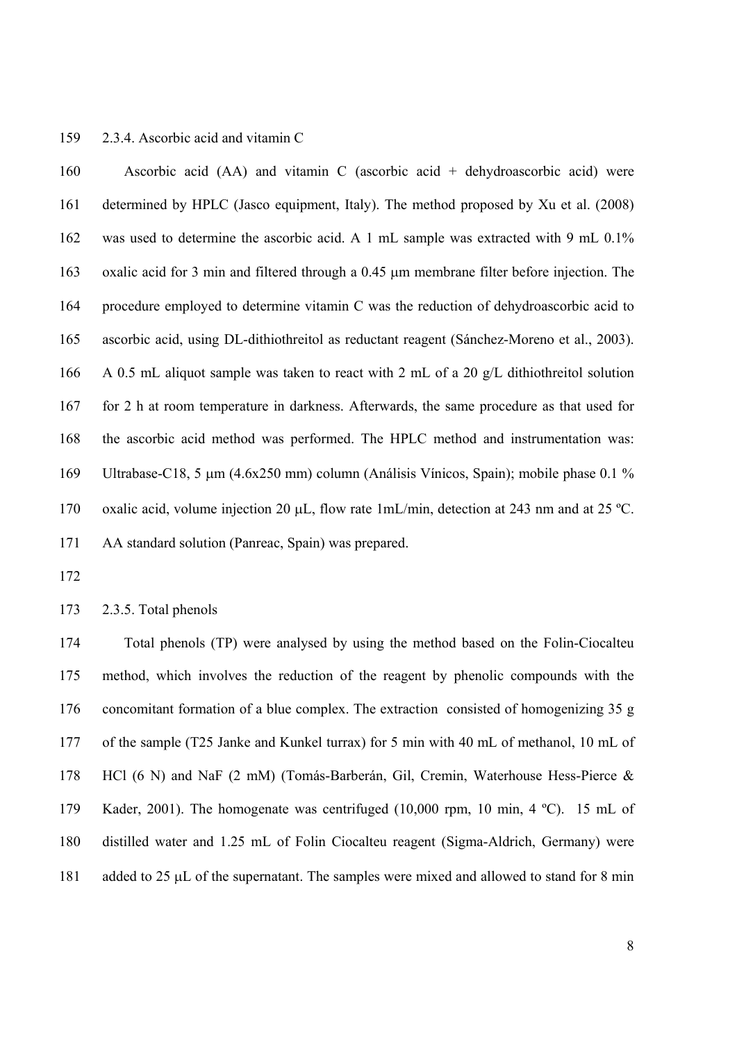### 2.3.4. Ascorbic acid and vitamin C

Ascorbic acid (AA) and vitamin C (ascorbic acid + dehydroascorbic acid) were determined by HPLC (Jasco equipment, Italy). The method proposed by Xu et al. (2008) was used to determine the ascorbic acid. A 1 mL sample was extracted with 9 mL 0.1% oxalic acid for 3 min and filtered through a 0.45 μm membrane filter before injection. The procedure employed to determine vitamin C was the reduction of dehydroascorbic acid to ascorbic acid, using DL-dithiothreitol as reductant reagent (Sánchez-Moreno et al., 2003). A 0.5 mL aliquot sample was taken to react with 2 mL of a 20 g/L dithiothreitol solution for 2 h at room temperature in darkness. Afterwards, the same procedure as that used for the ascorbic acid method was performed. The HPLC method and instrumentation was: Ultrabase-C18, 5 μm (4.6x250 mm) column (Análisis Vínicos, Spain); mobile phase 0.1 % oxalic acid, volume injection 20 μL, flow rate 1mL/min, detection at 243 nm and at 25 ºC. AA standard solution (Panreac, Spain) was prepared.

### 2.3.5. Total phenols

Total phenols (TP) were analysed by using the method based on the Folin-Ciocalteu method, which involves the reduction of the reagent by phenolic compounds with the concomitant formation of a blue complex. The extraction consisted of homogenizing 35 g of the sample (T25 Janke and Kunkel turrax) for 5 min with 40 mL of methanol, 10 mL of HCl (6 N) and NaF (2 mM) (Tomás-Barberán, Gil, Cremin, Waterhouse Hess-Pierce & Kader, 2001). The homogenate was centrifuged (10,000 rpm, 10 min, 4 ºC). 15 mL of distilled water and 1.25 mL of Folin Ciocalteu reagent (Sigma-Aldrich, Germany) were added to 25 μL of the supernatant. The samples were mixed and allowed to stand for 8 min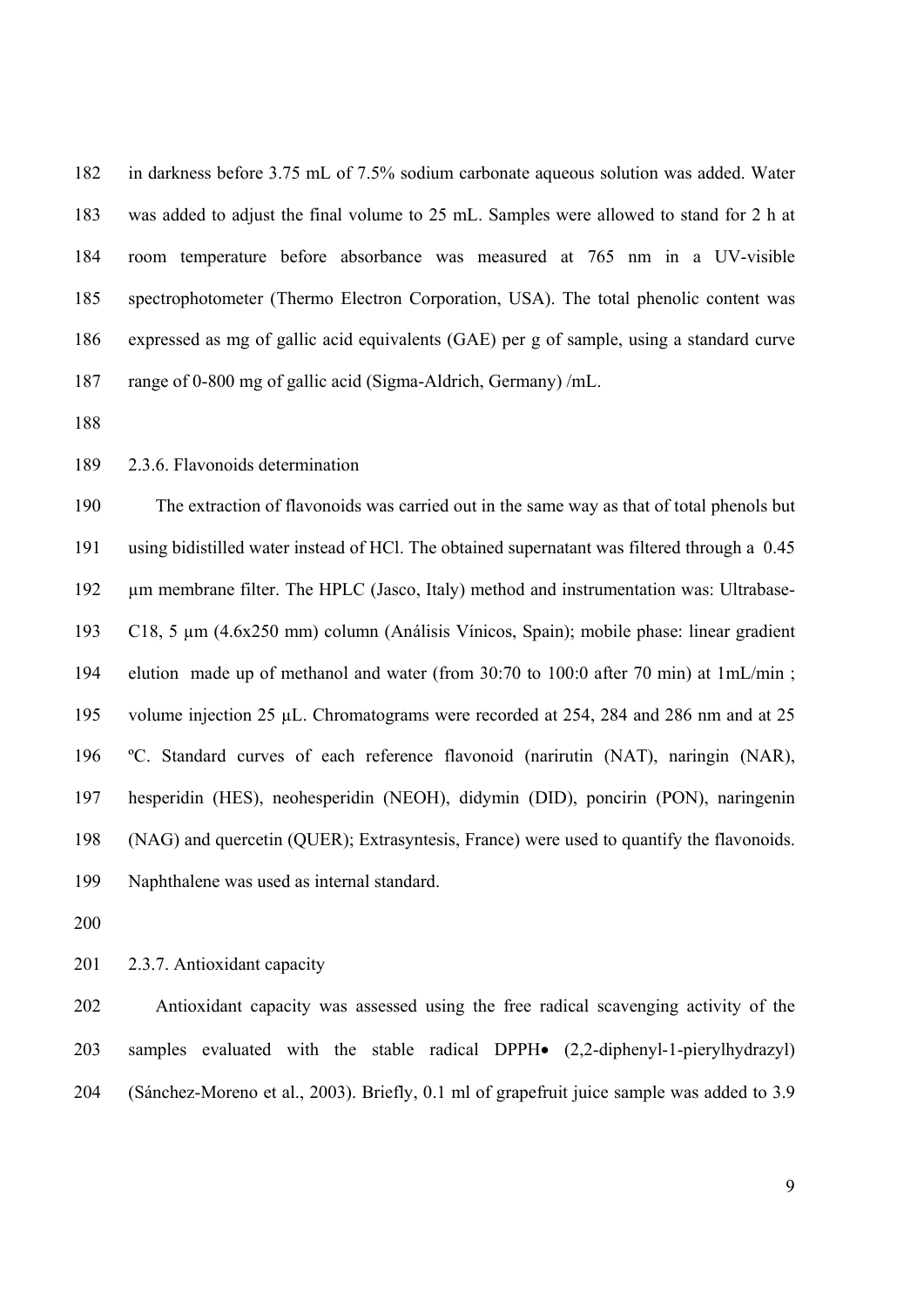in darkness before 3.75 mL of 7.5% sodium carbonate aqueous solution was added. Water was added to adjust the final volume to 25 mL. Samples were allowed to stand for 2 h at room temperature before absorbance was measured at 765 nm in a UV-visible spectrophotometer (Thermo Electron Corporation, USA). The total phenolic content was expressed as mg of gallic acid equivalents (GAE) per g of sample, using a standard curve range of 0-800 mg of gallic acid (Sigma-Aldrich, Germany) /mL.

2.3.6. Flavonoids determination

The extraction of flavonoids was carried out in the same way as that of total phenols but using bidistilled water instead of HCl. The obtained supernatant was filtered through a 0.45 μm membrane filter. The HPLC (Jasco, Italy) method and instrumentation was: Ultrabase-C18, 5 μm (4.6x250 mm) column (Análisis Vínicos, Spain); mobile phase: linear gradient elution made up of methanol and water (from 30:70 to 100:0 after 70 min) at 1mL/min ; volume injection 25 μL. Chromatograms were recorded at 254, 284 and 286 nm and at 25 ºC. Standard curves of each reference flavonoid (narirutin (NAT), naringin (NAR), hesperidin (HES), neohesperidin (NEOH), didymin (DID), poncirin (PON), naringenin (NAG) and quercetin (QUER); Extrasyntesis, France) were used to quantify the flavonoids. Naphthalene was used as internal standard.

2.3.7. Antioxidant capacity

Antioxidant capacity was assessed using the free radical scavenging activity of the samples evaluated with the stable radical DPPH• (2,2-diphenyl-1-pierylhydrazyl) (Sánchez-Moreno et al., 2003). Briefly, 0.1 ml of grapefruit juice sample was added to 3.9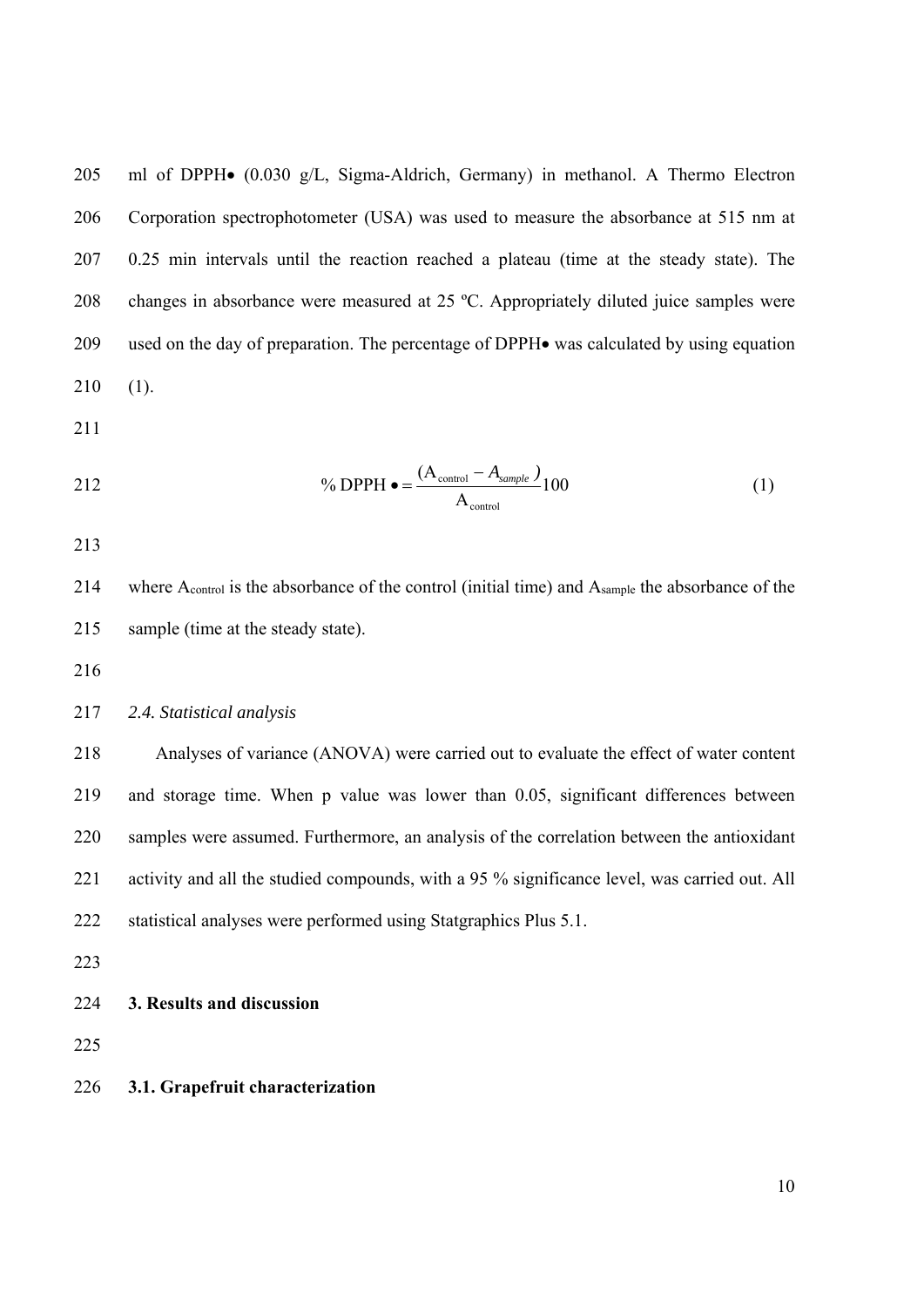ml of DPPH• (0.030 g/L, Sigma-Aldrich, Germany) in methanol. A Thermo Electron Corporation spectrophotometer (USA) was used to measure the absorbance at 515 nm at 0.25 min intervals until the reaction reached a plateau (time at the steady state). The changes in absorbance were measured at 25 ºC. Appropriately diluted juice samples were used on the day of preparation. The percentage of DPPH• was calculated by using equation (1).

$$\% \text{ DPPH} \bullet = \frac{(A_{\text{control}} - A_{sample})}{A_{\text{control}}} 100 \qquad (1)$$

where $A_{control}$ is the absorbance of the control (initial time) and $A_{sample}$ the absorbance of the sample (time at the steady state).

### *2.4. Statistical analysis*

Analyses of variance (ANOVA) were carried out to evaluate the effect of water content and storage time. When p value was lower than 0.05, significant differences between samples were assumed. Furthermore, an analysis of the correlation between the antioxidant activity and all the studied compounds, with a 95 % significance level, was carried out. All statistical analyses were performed using Statgraphics Plus 5.1.

## **3. Results and discussion**

### **3.1. Grapefruit characterization**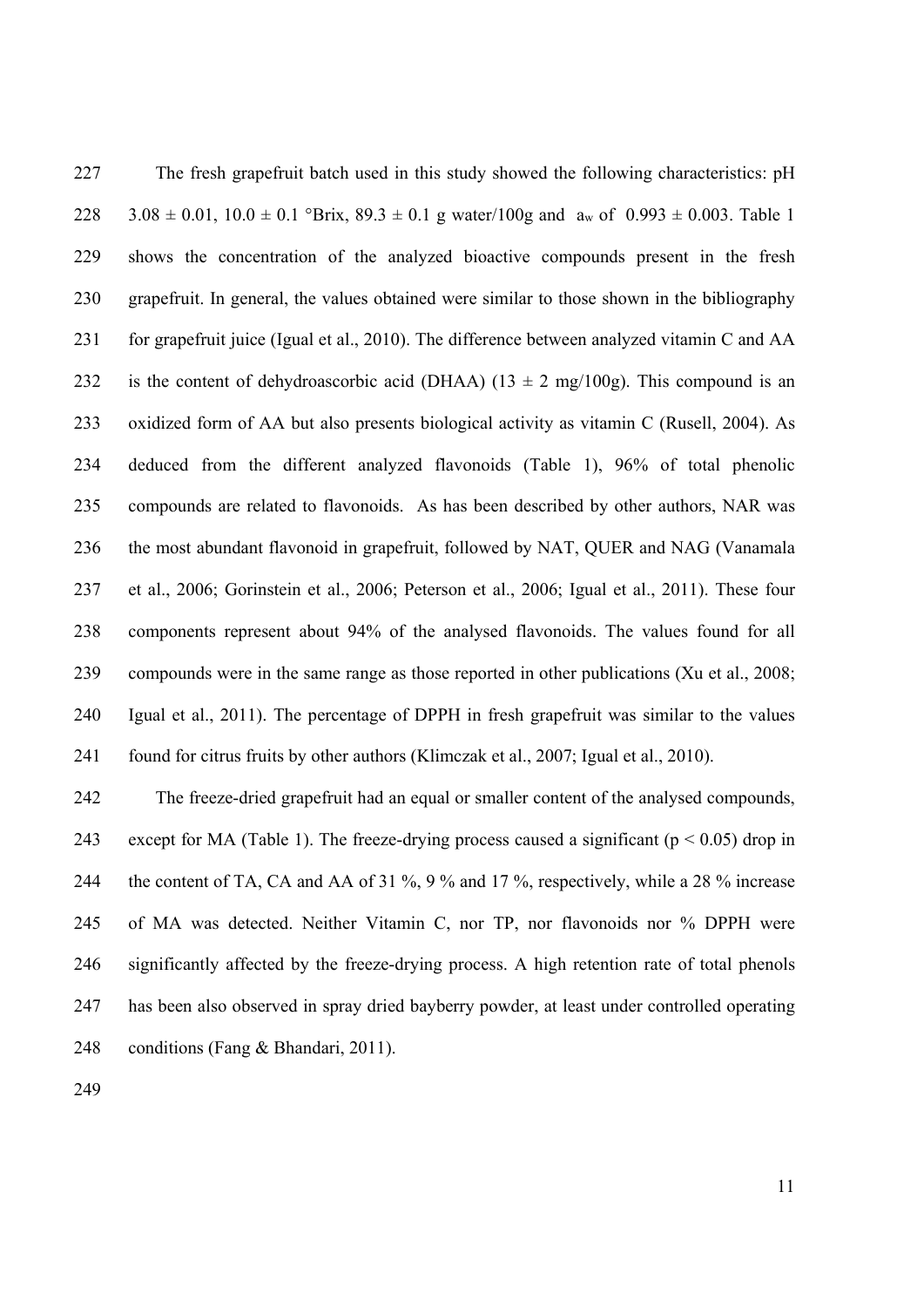The fresh grapefruit batch used in this study showed the following characteristics: pH 3.08 ± 0.01, 10.0 ± 0.1 °Brix, 89.3 ± 0.1 g water/100g and $a_w$ of 0.993 ± 0.003. Table 1 shows the concentration of the analyzed bioactive compounds present in the fresh grapefruit. In general, the values obtained were similar to those shown in the bibliography for grapefruit juice (Igual et al., 2010). The difference between analyzed vitamin C and AA is the content of dehydroascorbic acid (DHAA) (13 ± 2 mg/100g). This compound is an oxidized form of AA but also presents biological activity as vitamin C (Rusell, 2004). As deduced from the different analyzed flavonoids (Table 1), 96% of total phenolic compounds are related to flavonoids. As has been described by other authors, NAR was the most abundant flavonoid in grapefruit, followed by NAT, QUER and NAG (Vanamala et al., 2006; Gorinstein et al., 2006; Peterson et al., 2006; Igual et al., 2011). These four components represent about 94% of the analysed flavonoids. The values found for all compounds were in the same range as those reported in other publications (Xu et al., 2008; Igual et al., 2011). The percentage of DPPH in fresh grapefruit was similar to the values found for citrus fruits by other authors (Klimczak et al., 2007; Igual et al., 2010).

The freeze-dried grapefruit had an equal or smaller content of the analysed compounds, except for MA (Table 1). The freeze-drying process caused a significant ($p < 0.05$) drop in the content of TA, CA and AA of 31 %, 9 % and 17 %, respectively, while a 28 % increase of MA was detected. Neither Vitamin C, nor TP, nor flavonoids nor % DPPH were significantly affected by the freeze-drying process. A high retention rate of total phenols has been also observed in spray dried bayberry powder, at least under controlled operating conditions (Fang & Bhandari, 2011).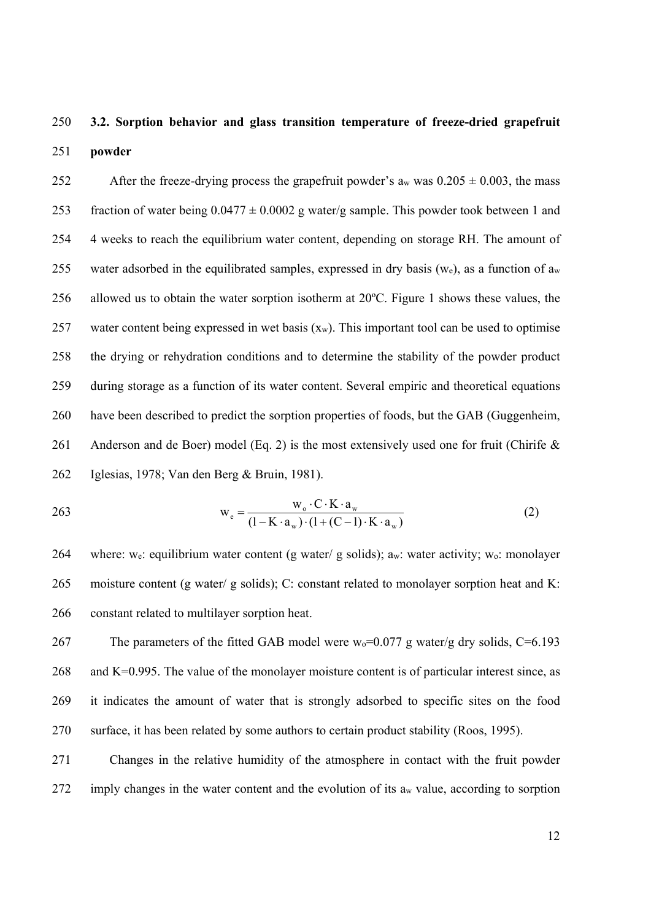### 3.2. Sorption behavior and glass transition temperature of freeze-dried grapefruit powder

After the freeze-drying process the grapefruit powder's $a_w$ was $0.205 \pm 0.003$, the mass fraction of water being $0.0477 \pm 0.0002$ g water/g sample. This powder took between 1 and 4 weeks to reach the equilibrium water content, depending on storage RH. The amount of water adsorbed in the equilibrated samples, expressed in dry basis ($w_e$), as a function of $a_w$ allowed us to obtain the water sorption isotherm at 20ºC. Figure 1 shows these values, the water content being expressed in wet basis ($x_w$). This important tool can be used to optimise the drying or rehydration conditions and to determine the stability of the powder product during storage as a function of its water content. Several empiric and theoretical equations have been described to predict the sorption properties of foods, but the GAB (Guggenheim, Anderson and de Boer) model (Eq. 2) is the most extensively used one for fruit (Chirife & Iglesias, 1978; Van den Berg & Bruin, 1981).

$$w_e = \frac{w_o \cdot C \cdot K \cdot a_w}{(1 - K \cdot a_w) \cdot (1 + (C - 1) \cdot K \cdot a_w)} \qquad (2)$$

where: $w_e$: equilibrium water content (g water/ g solids); $a_w$: water activity; $w_o$: monolayer moisture content (g water/ g solids); C: constant related to monolayer sorption heat and K: constant related to multilayer sorption heat.

The parameters of the fitted GAB model were $w_o$=0.077 g water/g dry solids, C=6.193 and K=0.995. The value of the monolayer moisture content is of particular interest since, as it indicates the amount of water that is strongly adsorbed to specific sites on the food surface, it has been related by some authors to certain product stability (Roos, 1995).

Changes in the relative humidity of the atmosphere in contact with the fruit powder imply changes in the water content and the evolution of its $a_w$ value, according to sorption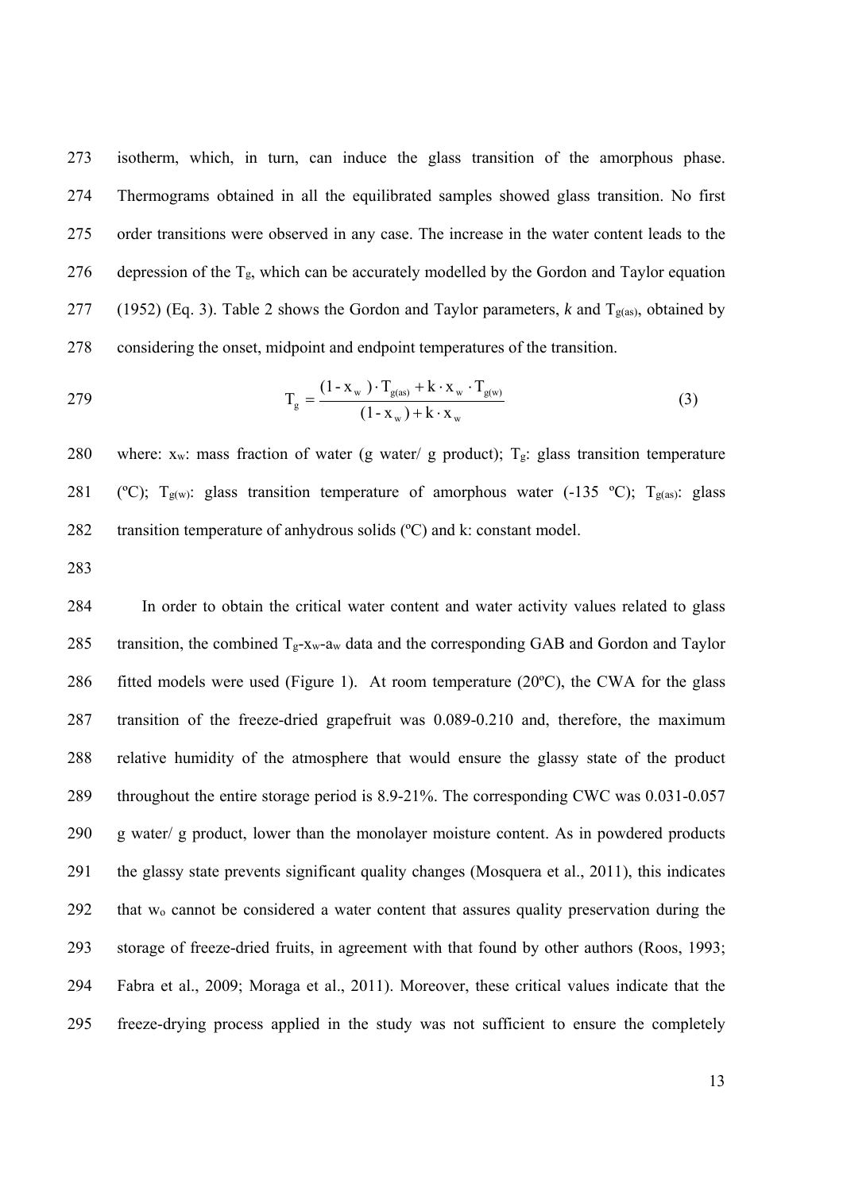isotherm, which, in turn, can induce the glass transition of the amorphous phase. Thermograms obtained in all the equilibrated samples showed glass transition. No first order transitions were observed in any case. The increase in the water content leads to the depression of the $T_g$, which can be accurately modelled by the Gordon and Taylor equation (1952) (Eq. 3). Table 2 shows the Gordon and Taylor parameters, *k* and $T_{g(as)}$, obtained by considering the onset, midpoint and endpoint temperatures of the transition.

$$T_g = \frac{(1 - x_w) \cdot T_{g(as)} + k \cdot x_w \cdot T_{g(w)}}{(1 - x_w) + k \cdot x_w} \tag{3}$$

where: $x_w$: mass fraction of water (g water/ g product); $T_g$: glass transition temperature (ºC); $T_{g(w)}$: glass transition temperature of amorphous water (-135 ºC); $T_{g(as)}$: glass transition temperature of anhydrous solids (ºC) and k: constant model.

In order to obtain the critical water content and water activity values related to glass transition, the combined $T_g$-$x_w$-$a_w$ data and the corresponding GAB and Gordon and Taylor fitted models were used (Figure 1). At room temperature (20ºC), the CWA for the glass transition of the freeze-dried grapefruit was 0.089-0.210 and, therefore, the maximum relative humidity of the atmosphere that would ensure the glassy state of the product throughout the entire storage period is 8.9-21%. The corresponding CWC was 0.031-0.057 g water/ g product, lower than the monolayer moisture content. As in powdered products the glassy state prevents significant quality changes (Mosquera et al., 2011), this indicates that $w_o$ cannot be considered a water content that assures quality preservation during the storage of freeze-dried fruits, in agreement with that found by other authors (Roos, 1993; Fabra et al., 2009; Moraga et al., 2011). Moreover, these critical values indicate that the freeze-drying process applied in the study was not sufficient to ensure the completely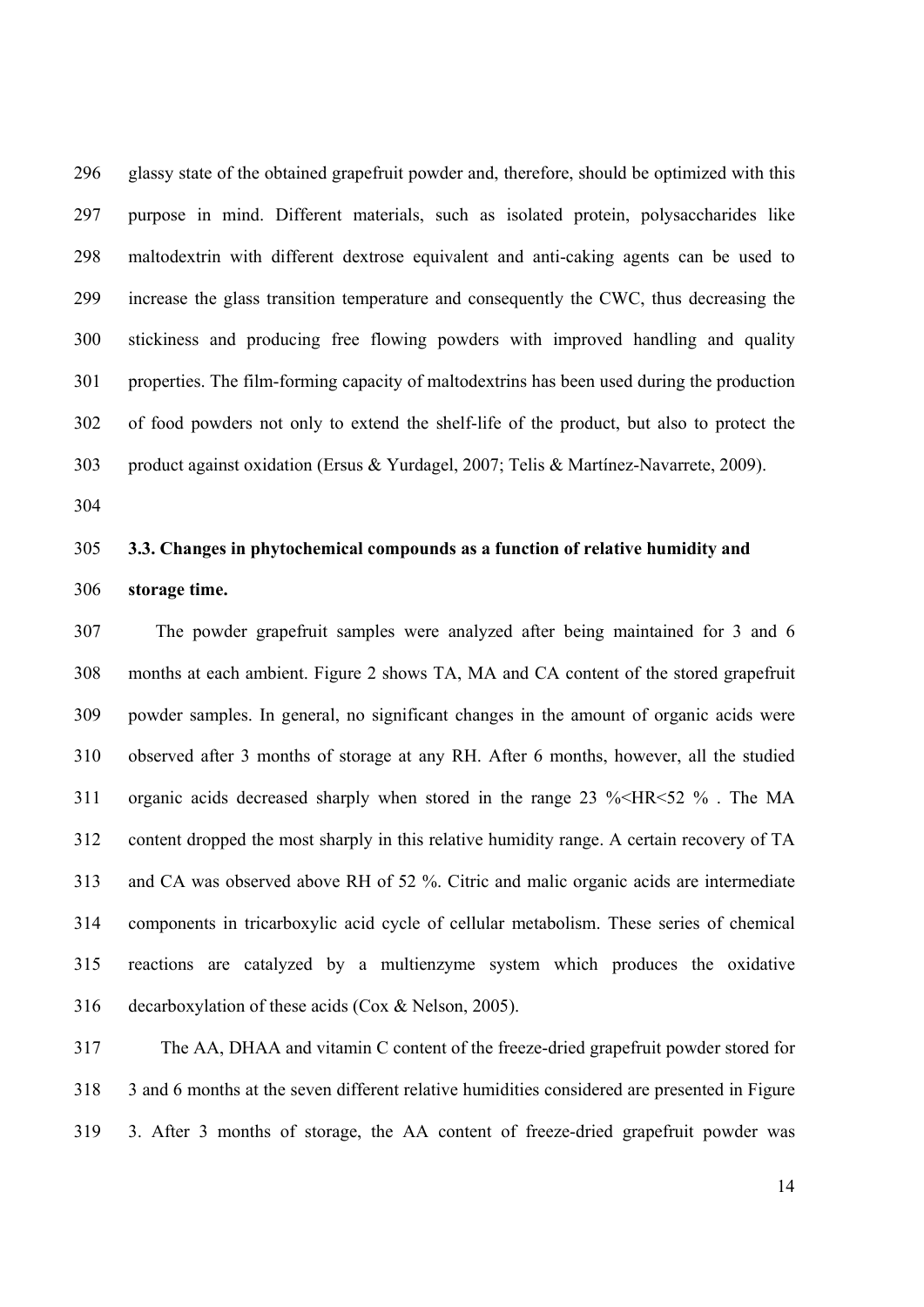glassy state of the obtained grapefruit powder and, therefore, should be optimized with this purpose in mind. Different materials, such as isolated protein, polysaccharides like maltodextrin with different dextrose equivalent and anti-caking agents can be used to increase the glass transition temperature and consequently the CWC, thus decreasing the stickiness and producing free flowing powders with improved handling and quality properties. The film-forming capacity of maltodextrins has been used during the production of food powders not only to extend the shelf-life of the product, but also to protect the product against oxidation (Ersus & Yurdagel, 2007; Telis & Martínez-Navarrete, 2009).

### 3.3. Changes in phytochemical compounds as a function of relative humidity and storage time.

The powder grapefruit samples were analyzed after being maintained for 3 and 6 months at each ambient. Figure 2 shows TA, MA and CA content of the stored grapefruit powder samples. In general, no significant changes in the amount of organic acids were observed after 3 months of storage at any RH. After 6 months, however, all the studied organic acids decreased sharply when stored in the range 23 %<HR<52 % . The MA content dropped the most sharply in this relative humidity range. A certain recovery of TA and CA was observed above RH of 52 %. Citric and malic organic acids are intermediate components in tricarboxylic acid cycle of cellular metabolism. These series of chemical reactions are catalyzed by a multienzyme system which produces the oxidative decarboxylation of these acids (Cox & Nelson, 2005).

The AA, DHAA and vitamin C content of the freeze-dried grapefruit powder stored for 3 and 6 months at the seven different relative humidities considered are presented in Figure 3. After 3 months of storage, the AA content of freeze-dried grapefruit powder was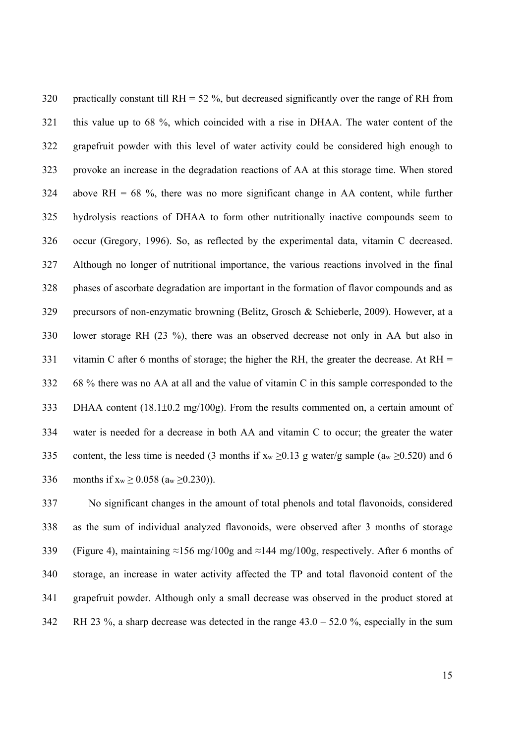practically constant till RH = 52 %, but decreased significantly over the range of RH from this value up to 68 %, which coincided with a rise in DHAA. The water content of the grapefruit powder with this level of water activity could be considered high enough to provoke an increase in the degradation reactions of AA at this storage time. When stored above RH = 68 %, there was no more significant change in AA content, while further hydrolysis reactions of DHAA to form other nutritionally inactive compounds seem to occur (Gregory, 1996). So, as reflected by the experimental data, vitamin C decreased. Although no longer of nutritional importance, the various reactions involved in the final phases of ascorbate degradation are important in the formation of flavor compounds and as precursors of non-enzymatic browning (Belitz, Grosch & Schieberle, 2009). However, at a lower storage RH (23 %), there was an observed decrease not only in AA but also in vitamin C after 6 months of storage; the higher the RH, the greater the decrease. At RH = 68 % there was no AA at all and the value of vitamin C in this sample corresponded to the DHAA content (18.1±0.2 mg/100g). From the results commented on, a certain amount of water is needed for a decrease in both AA and vitamin C to occur; the greater the water content, the less time is needed (3 months if $x_w \geq 0.13$ g water/g sample ($a_w \geq 0.520$) and 6 months if $x_w \geq 0.058$ ($a_w \geq 0.230$)).

No significant changes in the amount of total phenols and total flavonoids, considered as the sum of individual analyzed flavonoids, were observed after 3 months of storage (Figure 4), maintaining ≈156 mg/100g and ≈144 mg/100g, respectively. After 6 months of storage, an increase in water activity affected the TP and total flavonoid content of the grapefruit powder. Although only a small decrease was observed in the product stored at RH 23 %, a sharp decrease was detected in the range 43.0 – 52.0 %, especially in the sum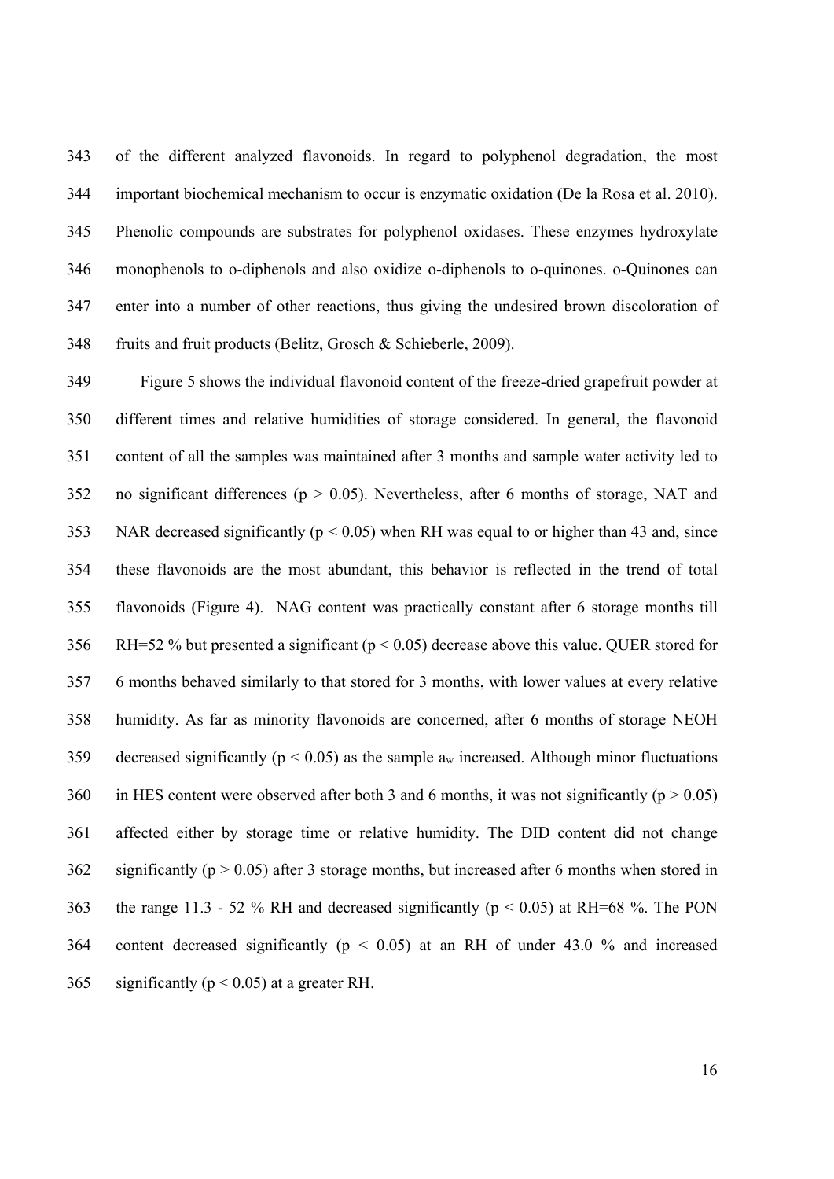of the different analyzed flavonoids. In regard to polyphenol degradation, the most important biochemical mechanism to occur is enzymatic oxidation (De la Rosa et al. 2010). Phenolic compounds are substrates for polyphenol oxidases. These enzymes hydroxylate monophenols to o-diphenols and also oxidize o-diphenols to o-quinones. o-Quinones can enter into a number of other reactions, thus giving the undesired brown discoloration of fruits and fruit products (Belitz, Grosch & Schieberle, 2009).

Figure 5 shows the individual flavonoid content of the freeze-dried grapefruit powder at different times and relative humidities of storage considered. In general, the flavonoid content of all the samples was maintained after 3 months and sample water activity led to no significant differences ($p > 0.05$). Nevertheless, after 6 months of storage, NAT and NAR decreased significantly ($p < 0.05$) when RH was equal to or higher than 43 and, since these flavonoids are the most abundant, this behavior is reflected in the trend of total flavonoids (Figure 4). NAG content was practically constant after 6 storage months till RH=52 % but presented a significant ($p < 0.05$) decrease above this value. QUER stored for 6 months behaved similarly to that stored for 3 months, with lower values at every relative humidity. As far as minority flavonoids are concerned, after 6 months of storage NEOH decreased significantly ($p < 0.05$) as the sample $a_w$ increased. Although minor fluctuations in HES content were observed after both 3 and 6 months, it was not significantly ($p > 0.05$) affected either by storage time or relative humidity. The DID content did not change significantly ($p > 0.05$) after 3 storage months, but increased after 6 months when stored in the range 11.3 - 52 % RH and decreased significantly ($p < 0.05$) at RH=68 %. The PON content decreased significantly ($p < 0.05$) at an RH of under 43.0 % and increased significantly ($p < 0.05$) at a greater RH.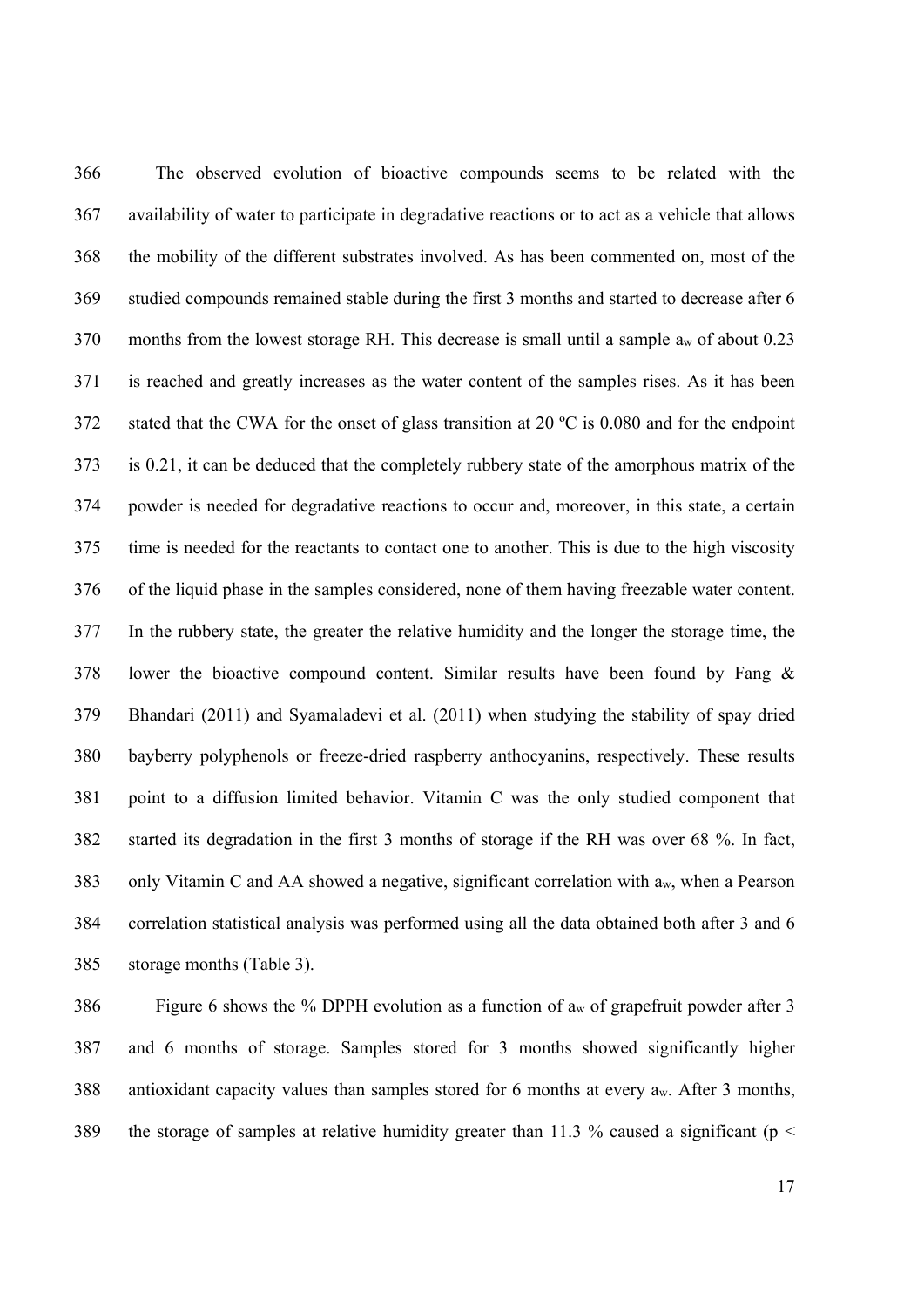The observed evolution of bioactive compounds seems to be related with the availability of water to participate in degradative reactions or to act as a vehicle that allows the mobility of the different substrates involved. As has been commented on, most of the studied compounds remained stable during the first 3 months and started to decrease after 6 months from the lowest storage RH. This decrease is small until a sample $a_w$ of about 0.23 is reached and greatly increases as the water content of the samples rises. As it has been stated that the CWA for the onset of glass transition at 20 ºC is 0.080 and for the endpoint is 0.21, it can be deduced that the completely rubbery state of the amorphous matrix of the powder is needed for degradative reactions to occur and, moreover, in this state, a certain time is needed for the reactants to contact one to another. This is due to the high viscosity of the liquid phase in the samples considered, none of them having freezable water content. In the rubbery state, the greater the relative humidity and the longer the storage time, the lower the bioactive compound content. Similar results have been found by Fang & Bhandari (2011) and Syamaladevi et al. (2011) when studying the stability of spay dried bayberry polyphenols or freeze-dried raspberry anthocyanins, respectively. These results point to a diffusion limited behavior. Vitamin C was the only studied component that started its degradation in the first 3 months of storage if the RH was over 68 %. In fact, only Vitamin C and AA showed a negative, significant correlation with $a_w$, when a Pearson correlation statistical analysis was performed using all the data obtained both after 3 and 6 storage months (Table 3).

Figure 6 shows the % DPPH evolution as a function of $a_w$ of grapefruit powder after 3 and 6 months of storage. Samples stored for 3 months showed significantly higher antioxidant capacity values than samples stored for 6 months at every $a_w$. After 3 months, the storage of samples at relative humidity greater than 11.3 % caused a significant ($p <$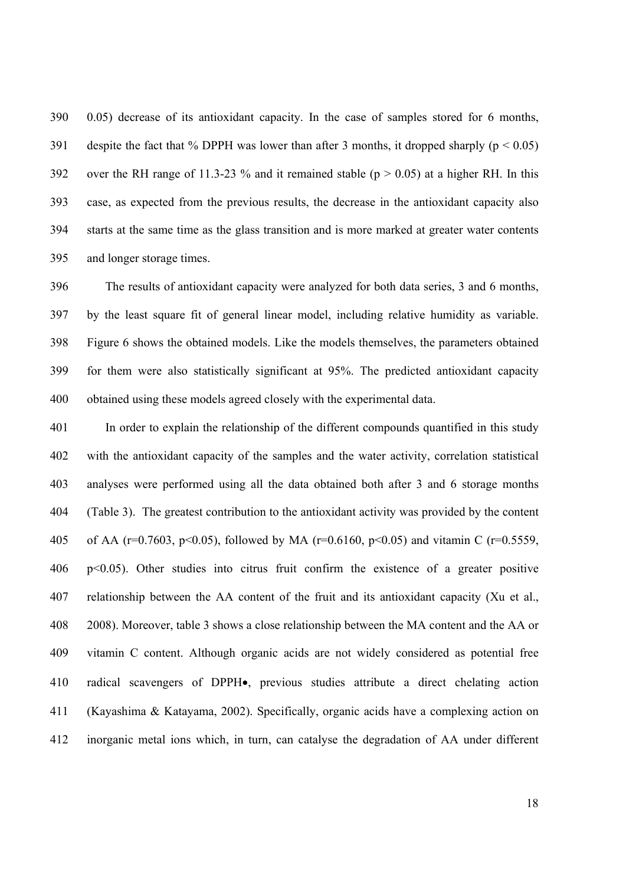0.05) decrease of its antioxidant capacity. In the case of samples stored for 6 months, despite the fact that % DPPH was lower than after 3 months, it dropped sharply ($p < 0.05$) over the RH range of 11.3-23 % and it remained stable ($p > 0.05$) at a higher RH. In this case, as expected from the previous results, the decrease in the antioxidant capacity also starts at the same time as the glass transition and is more marked at greater water contents and longer storage times.

The results of antioxidant capacity were analyzed for both data series, 3 and 6 months, by the least square fit of general linear model, including relative humidity as variable. Figure 6 shows the obtained models. Like the models themselves, the parameters obtained for them were also statistically significant at 95%. The predicted antioxidant capacity obtained using these models agreed closely with the experimental data.

In order to explain the relationship of the different compounds quantified in this study with the antioxidant capacity of the samples and the water activity, correlation statistical analyses were performed using all the data obtained both after 3 and 6 storage months (Table 3). The greatest contribution to the antioxidant activity was provided by the content of AA ($r=0.7603$, $p<0.05$), followed by MA ($r=0.6160$, $p<0.05$) and vitamin C ($r=0.5559$, $p<0.05$). Other studies into citrus fruit confirm the existence of a greater positive relationship between the AA content of the fruit and its antioxidant capacity (Xu et al., 2008). Moreover, table 3 shows a close relationship between the MA content and the AA or vitamin C content. Although organic acids are not widely considered as potential free radical scavengers of DPPH•, previous studies attribute a direct chelating action (Kayashima & Katayama, 2002). Specifically, organic acids have a complexing action on inorganic metal ions which, in turn, can catalyse the degradation of AA under different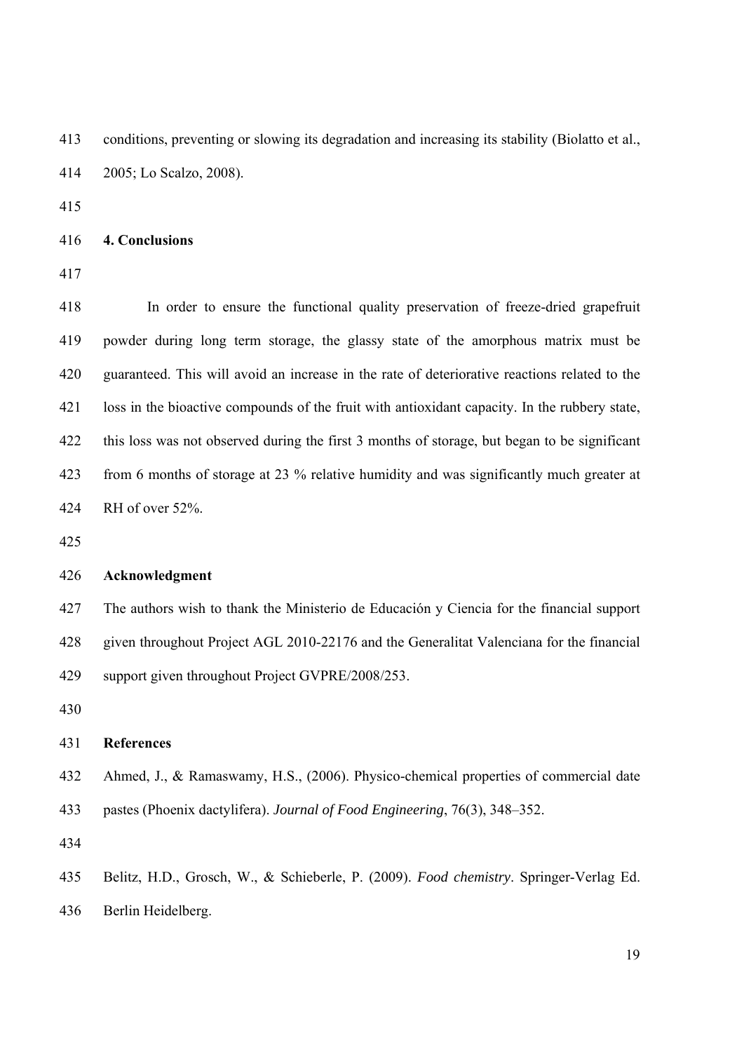conditions, preventing or slowing its degradation and increasing its stability (Biolatto et al., 2005; Lo Scalzo, 2008).

## 4. Conclusions

In order to ensure the functional quality preservation of freeze-dried grapefruit powder during long term storage, the glassy state of the amorphous matrix must be guaranteed. This will avoid an increase in the rate of deteriorative reactions related to the loss in the bioactive compounds of the fruit with antioxidant capacity. In the rubbery state, this loss was not observed during the first 3 months of storage, but began to be significant from 6 months of storage at 23 % relative humidity and was significantly much greater at RH of over 52%.

## Acknowledgment

The authors wish to thank the Ministerio de Educación y Ciencia for the financial support given throughout Project AGL 2010-22176 and the Generalitat Valenciana for the financial support given throughout Project GVPRE/2008/253.

## References

Ahmed, J., & Ramaswamy, H.S., (2006). Physico-chemical properties of commercial date pastes (Phoenix dactylifera). *Journal of Food Engineering*, 76(3), 348–352.

Belitz, H.D., Grosch, W., & Schieberle, P. (2009). *Food chemistry*. Springer-Verlag Ed. Berlin Heidelberg.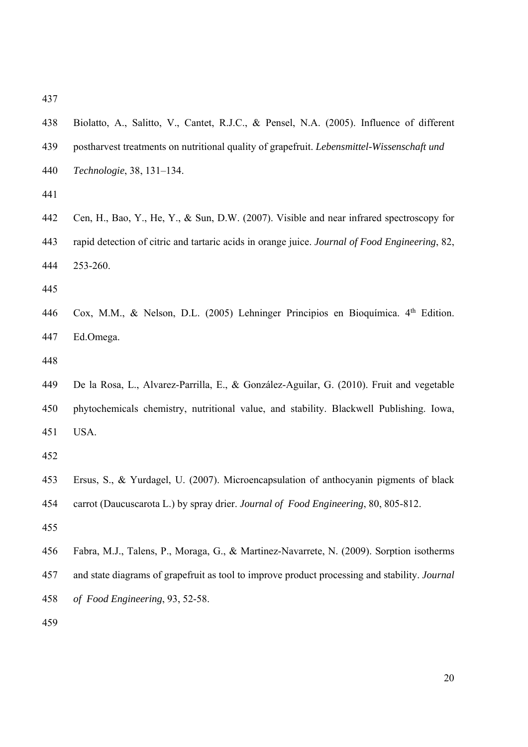Biolatto, A., Salitto, V., Cantet, R.J.C., & Pensel, N.A. (2005). Influence of different postharvest treatments on nutritional quality of grapefruit. *Lebensmittel-Wissenschaft und Technologie*, 38, 131–134.

Cen, H., Bao, Y., He, Y., & Sun, D.W. (2007). Visible and near infrared spectroscopy for rapid detection of citric and tartaric acids in orange juice. *Journal of Food Engineering*, 82, 253-260.

Cox, M.M., & Nelson, D.L. (2005) Lehninger Principios en Bioquímica. 4th Edition. Ed.Omega.

De la Rosa, L., Alvarez-Parrilla, E., & González-Aguilar, G. (2010). Fruit and vegetable phytochemicals chemistry, nutritional value, and stability. Blackwell Publishing. Iowa, USA.

Ersus, S., & Yurdagel, U. (2007). Microencapsulation of anthocyanin pigments of black carrot (Daucuscarota L.) by spray drier. *Journal of Food Engineering*, 80, 805-812.

Fabra, M.J., Talens, P., Moraga, G., & Martinez-Navarrete, N. (2009). Sorption isotherms and state diagrams of grapefruit as tool to improve product processing and stability. *Journal of Food Engineering*, 93, 52-58.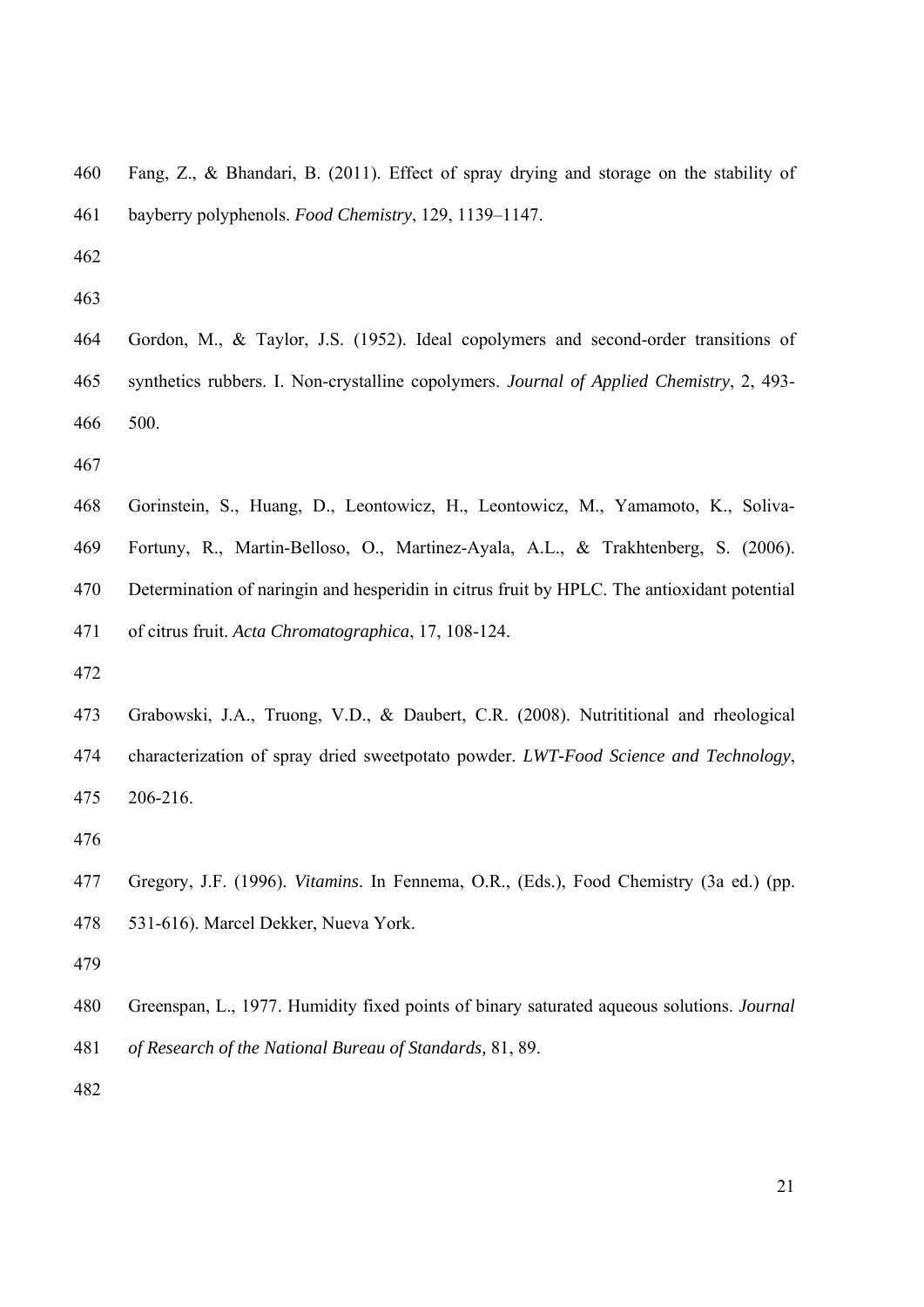Fang, Z., & Bhandari, B. (2011). Effect of spray drying and storage on the stability of bayberry polyphenols. *Food Chemistry*, 129, 1139–1147.

Gordon, M., & Taylor, J.S. (1952). Ideal copolymers and second-order transitions of synthetics rubbers. I. Non-crystalline copolymers. *Journal of Applied Chemistry*, 2, 493-500.

Gorinstein, S., Huang, D., Leontowicz, H., Leontowicz, M., Yamamoto, K., Soliva-Fortuny, R., Martin-Belloso, O., Martinez-Ayala, A.L., & Trakhtenberg, S. (2006). Determination of naringin and hesperidin in citrus fruit by HPLC. The antioxidant potential of citrus fruit. *Acta Chromatographica*, 17, 108-124.

Grabowski, J.A., Truong, V.D., & Daubert, C.R. (2008). Nutrititional and rheological characterization of spray dried sweetpotato powder. *LWT-Food Science and Technology*, 206-216.

Gregory, J.F. (1996). *Vitamins*. In Fennema, O.R., (Eds.), Food Chemistry (3a ed.) (pp. 531-616). Marcel Dekker, Nueva York.

Greenspan, L., 1977. Humidity fixed points of binary saturated aqueous solutions. *Journal of Research of the National Bureau of Standards,* 81, 89.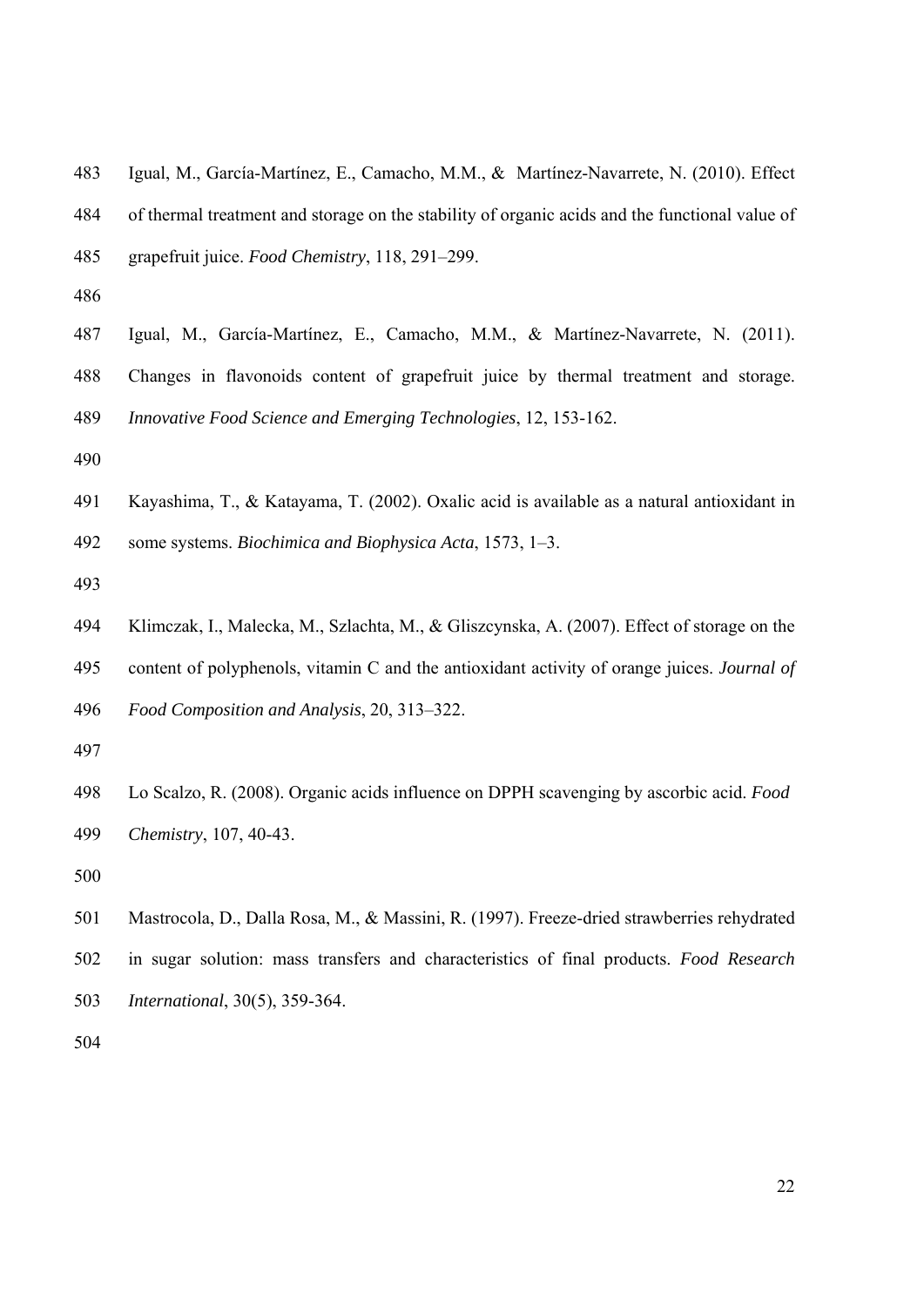Igual, M., García-Martínez, E., Camacho, M.M., & Martínez-Navarrete, N. (2010). Effect of thermal treatment and storage on the stability of organic acids and the functional value of grapefruit juice. *Food Chemistry*, 118, 291–299.

Igual, M., García-Martínez, E., Camacho, M.M., & Martínez-Navarrete, N. (2011). Changes in flavonoids content of grapefruit juice by thermal treatment and storage. *Innovative Food Science and Emerging Technologies*, 12, 153-162.

Kayashima, T., & Katayama, T. (2002). Oxalic acid is available as a natural antioxidant in some systems. *Biochimica and Biophysica Acta*, 1573, 1–3.

Klimczak, I., Malecka, M., Szlachta, M., & Gliszcynska, A. (2007). Effect of storage on the content of polyphenols, vitamin C and the antioxidant activity of orange juices. *Journal of Food Composition and Analysis*, 20, 313–322.

Lo Scalzo, R. (2008). Organic acids influence on DPPH scavenging by ascorbic acid. *Food Chemistry*, 107, 40-43.

Mastrocola, D., Dalla Rosa, M., & Massini, R. (1997). Freeze-dried strawberries rehydrated in sugar solution: mass transfers and characteristics of final products. *Food Research International*, 30(5), 359-364.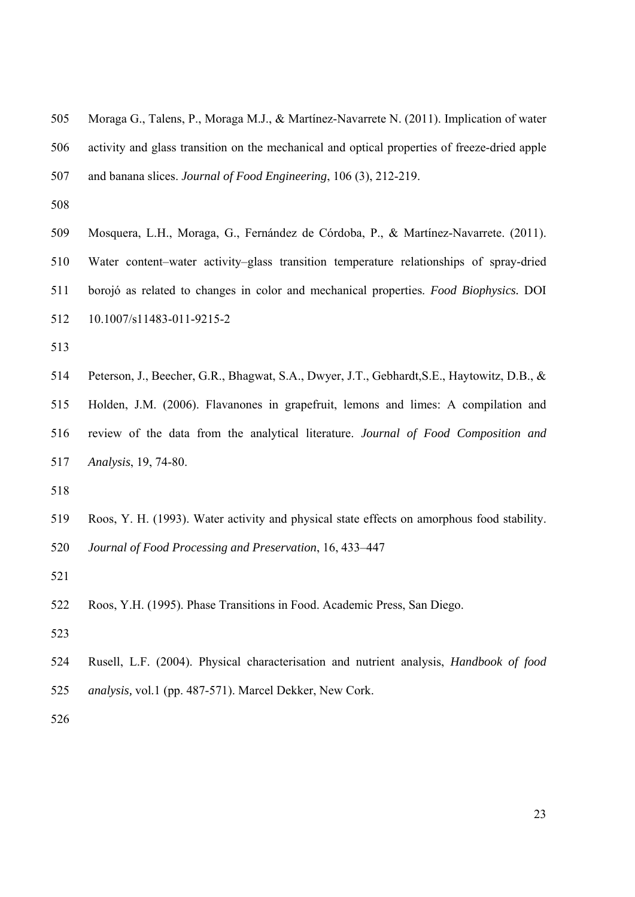Moraga G., Talens, P., Moraga M.J., & Martínez-Navarrete N. (2011). Implication of water activity and glass transition on the mechanical and optical properties of freeze-dried apple and banana slices. *Journal of Food Engineering*, 106 (3), 212-219.

Mosquera, L.H., Moraga, G., Fernández de Córdoba, P., & Martínez-Navarrete. (2011). Water content–water activity–glass transition temperature relationships of spray-dried borojó as related to changes in color and mechanical properties. *Food Biophysics.* DOI 10.1007/s11483-011-9215-2

Peterson, J., Beecher, G.R., Bhagwat, S.A., Dwyer, J.T., Gebhardt,S.E., Haytowitz, D.B., & Holden, J.M. (2006). Flavanones in grapefruit, lemons and limes: A compilation and review of the data from the analytical literature. *Journal of Food Composition and Analysis*, 19, 74-80.

Roos, Y. H. (1993). Water activity and physical state effects on amorphous food stability. *Journal of Food Processing and Preservation*, 16, 433–447

Roos, Y.H. (1995). Phase Transitions in Food. Academic Press, San Diego.

Rusell, L.F. (2004). Physical characterisation and nutrient analysis, *Handbook of food analysis,* vol.1 (pp. 487-571). Marcel Dekker, New Cork.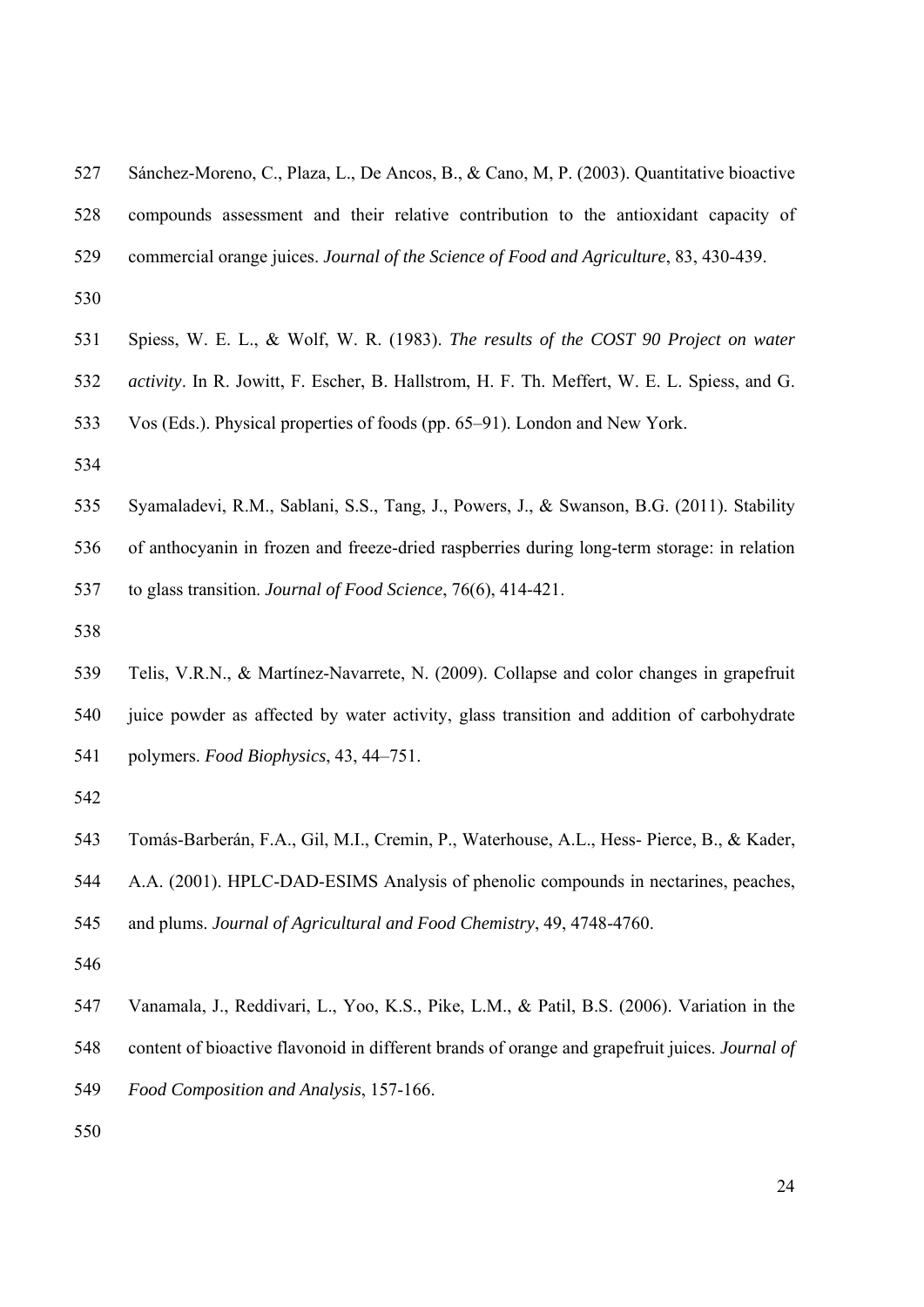Sánchez-Moreno, C., Plaza, L., De Ancos, B., & Cano, M, P. (2003). Quantitative bioactive compounds assessment and their relative contribution to the antioxidant capacity of commercial orange juices. *Journal of the Science of Food and Agriculture*, 83, 430-439.

Spiess, W. E. L., & Wolf, W. R. (1983). *The results of the COST 90 Project on water activity*. In R. Jowitt, F. Escher, B. Hallstrom, H. F. Th. Meffert, W. E. L. Spiess, and G. Vos (Eds.). Physical properties of foods (pp. 65–91). London and New York.

Syamaladevi, R.M., Sablani, S.S., Tang, J., Powers, J., & Swanson, B.G. (2011). Stability of anthocyanin in frozen and freeze-dried raspberries during long-term storage: in relation to glass transition. *Journal of Food Science*, 76(6), 414-421.

Telis, V.R.N., & Martínez-Navarrete, N. (2009). Collapse and color changes in grapefruit juice powder as affected by water activity, glass transition and addition of carbohydrate polymers. *Food Biophysics*, 43, 44–751.

Tomás-Barberán, F.A., Gil, M.I., Cremin, P., Waterhouse, A.L., Hess- Pierce, B., & Kader, A.A. (2001). HPLC-DAD-ESIMS Analysis of phenolic compounds in nectarines, peaches, and plums. *Journal of Agricultural and Food Chemistry*, 49, 4748-4760.

Vanamala, J., Reddivari, L., Yoo, K.S., Pike, L.M., & Patil, B.S. (2006). Variation in the content of bioactive flavonoid in different brands of orange and grapefruit juices. *Journal of Food Composition and Analysis*, 157-166.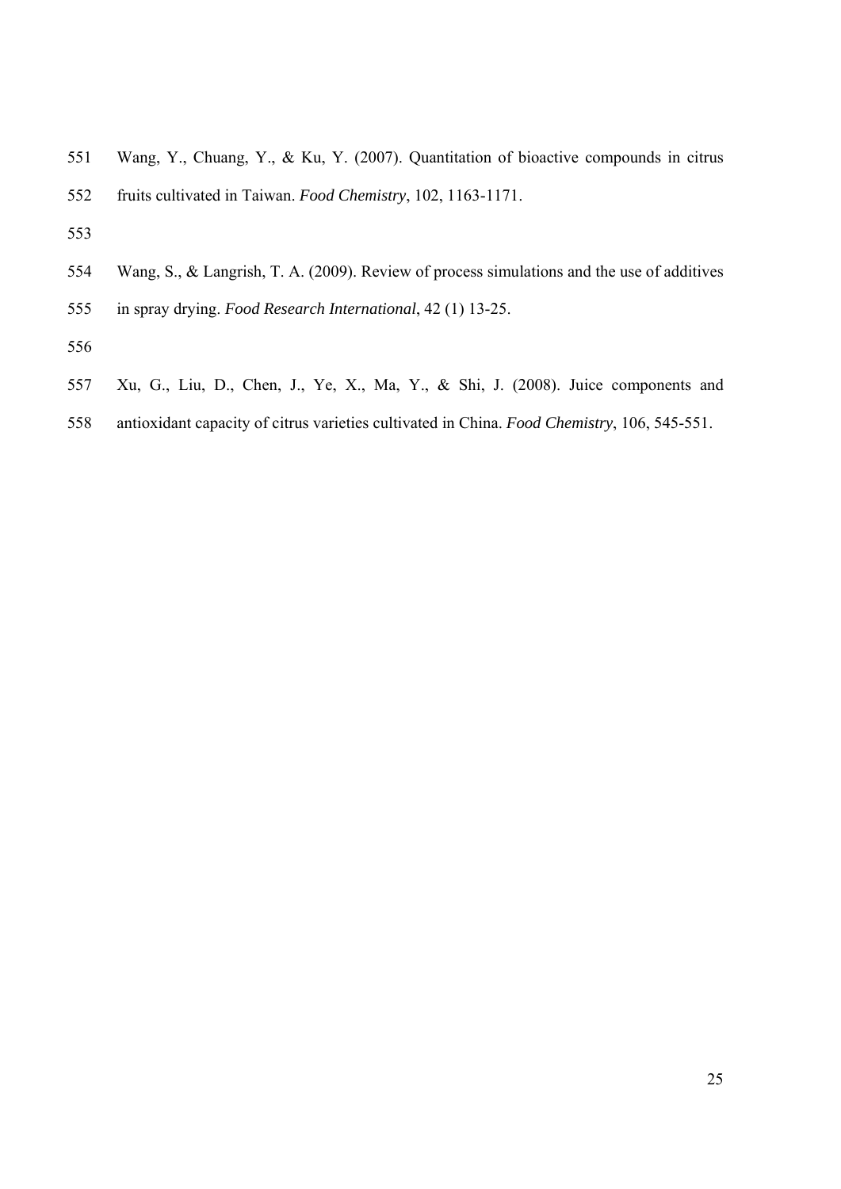Wang, Y., Chuang, Y., & Ku, Y. (2007). Quantitation of bioactive compounds in citrus fruits cultivated in Taiwan. *Food Chemistry*, 102, 1163-1171.

Wang, S., & Langrish, T. A. (2009). Review of process simulations and the use of additives in spray drying. *Food Research International*, 42 (1) 13-25.

Xu, G., Liu, D., Chen, J., Ye, X., Ma, Y., & Shi, J. (2008). Juice components and antioxidant capacity of citrus varieties cultivated in China. *Food Chemistry*, 106, 545-551.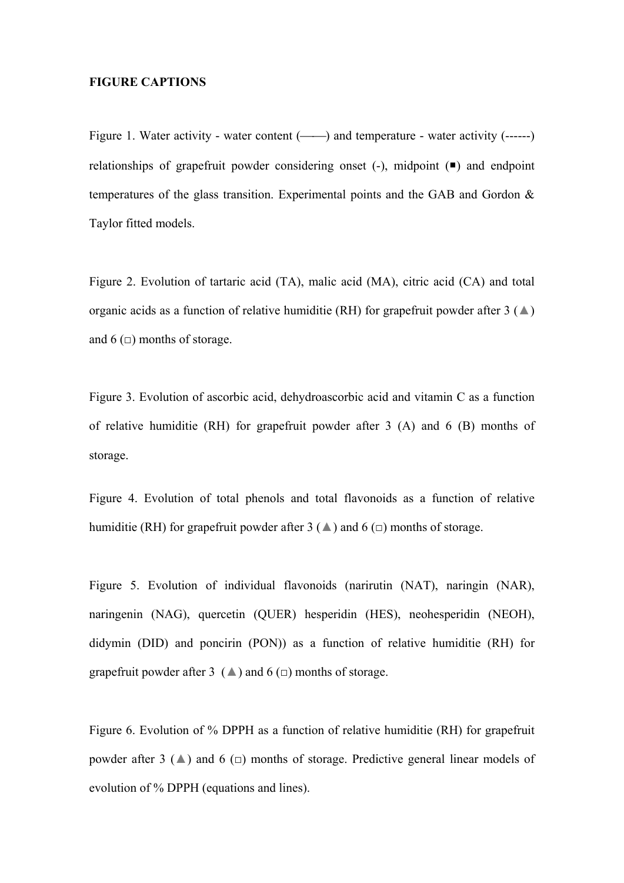**FIGURE CAPTIONS**

Figure 1. Water activity - water content (——) and temperature - water activity (------) relationships of grapefruit powder considering onset (-), midpoint (■) and endpoint temperatures of the glass transition. Experimental points and the GAB and Gordon & Taylor fitted models.

Figure 2. Evolution of tartaric acid (TA), malic acid (MA), citric acid (CA) and total organic acids as a function of relative humiditie (RH) for grapefruit powder after 3 (▲) and 6 (□) months of storage.

Figure 3. Evolution of ascorbic acid, dehydroascorbic acid and vitamin C as a function of relative humiditie (RH) for grapefruit powder after 3 (A) and 6 (B) months of storage.

Figure 4. Evolution of total phenols and total flavonoids as a function of relative humiditie (RH) for grapefruit powder after 3 (▲) and 6 (□) months of storage.

Figure 5. Evolution of individual flavonoids (narirutin (NAT), naringin (NAR), naringenin (NAG), quercetin (QUER) hesperidin (HES), neohesperidin (NEOH), didymin (DID) and poncirin (PON)) as a function of relative humiditie (RH) for grapefruit powder after 3 (▲) and 6 (□) months of storage.

Figure 6. Evolution of % DPPH as a function of relative humiditie (RH) for grapefruit powder after 3 (▲) and 6 (□) months of storage. Predictive general linear models of evolution of % DPPH (equations and lines).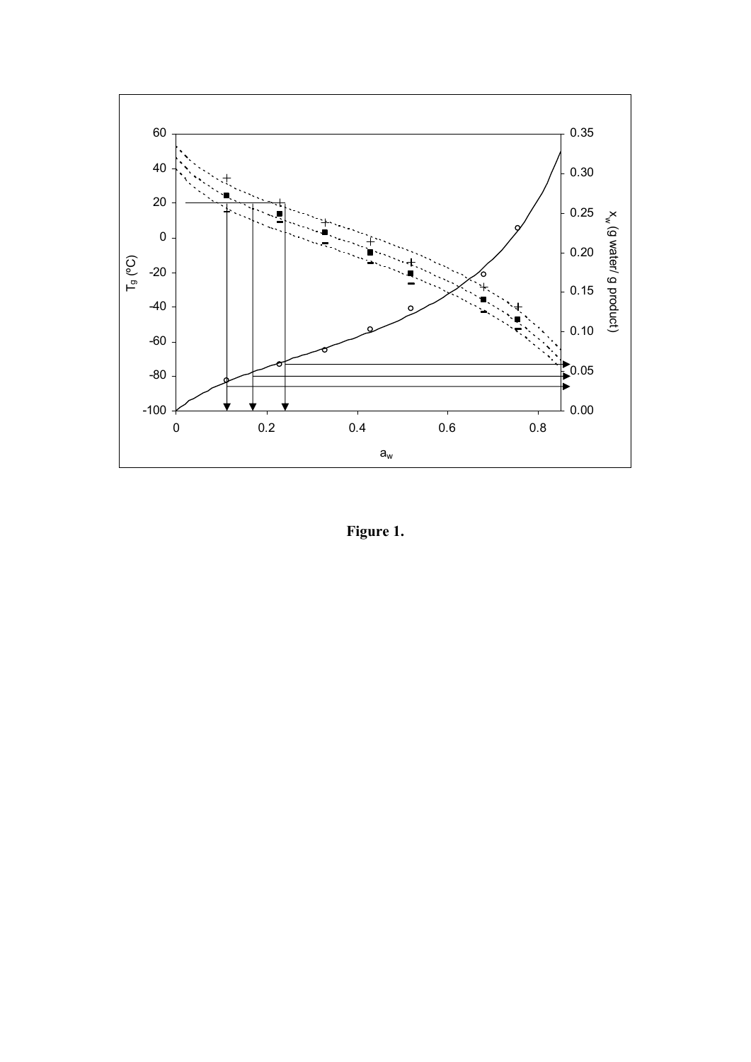**Figure 1.**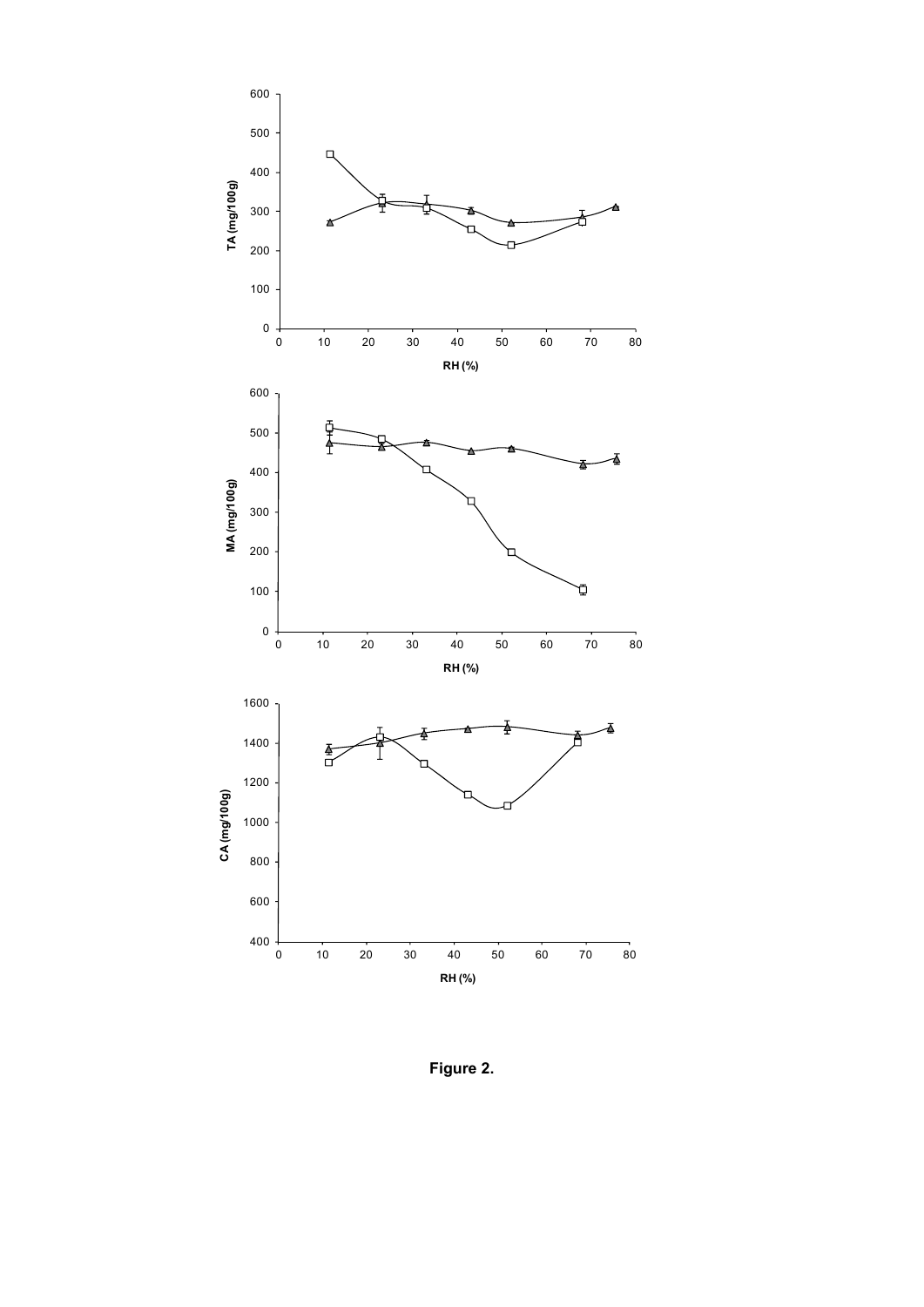**Figure 2.**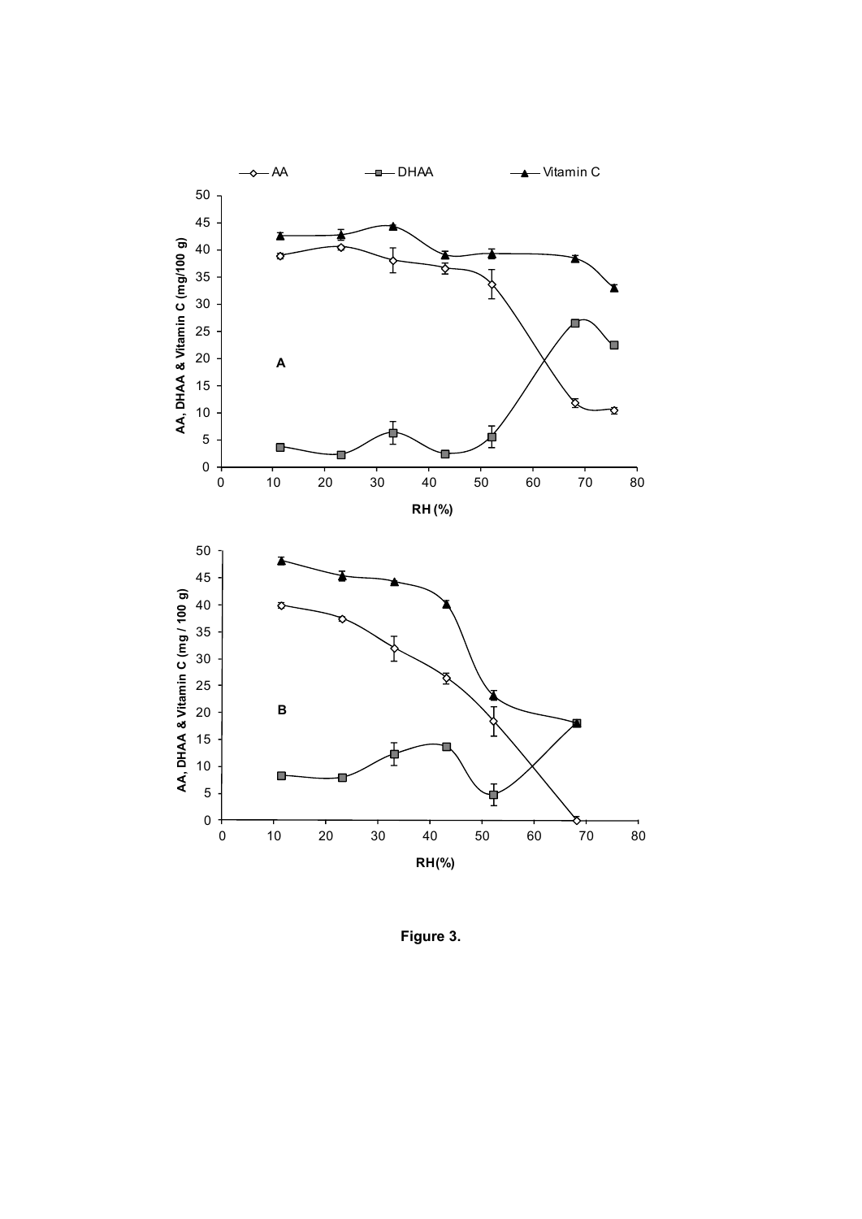Figure 3.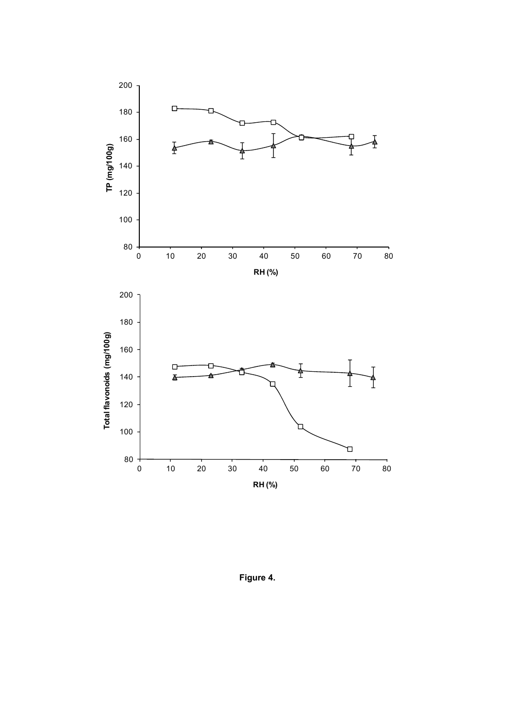Figure 4.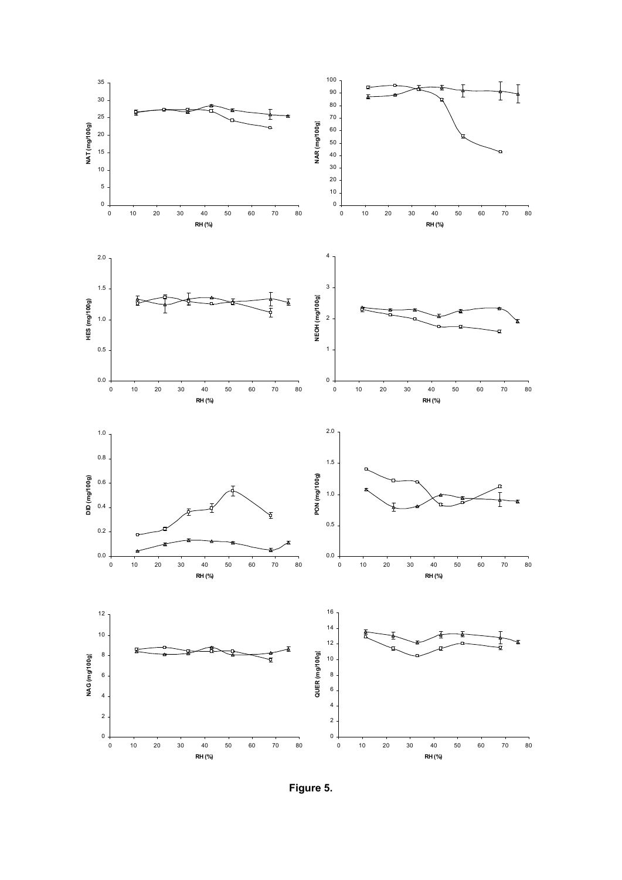**Figure 5.**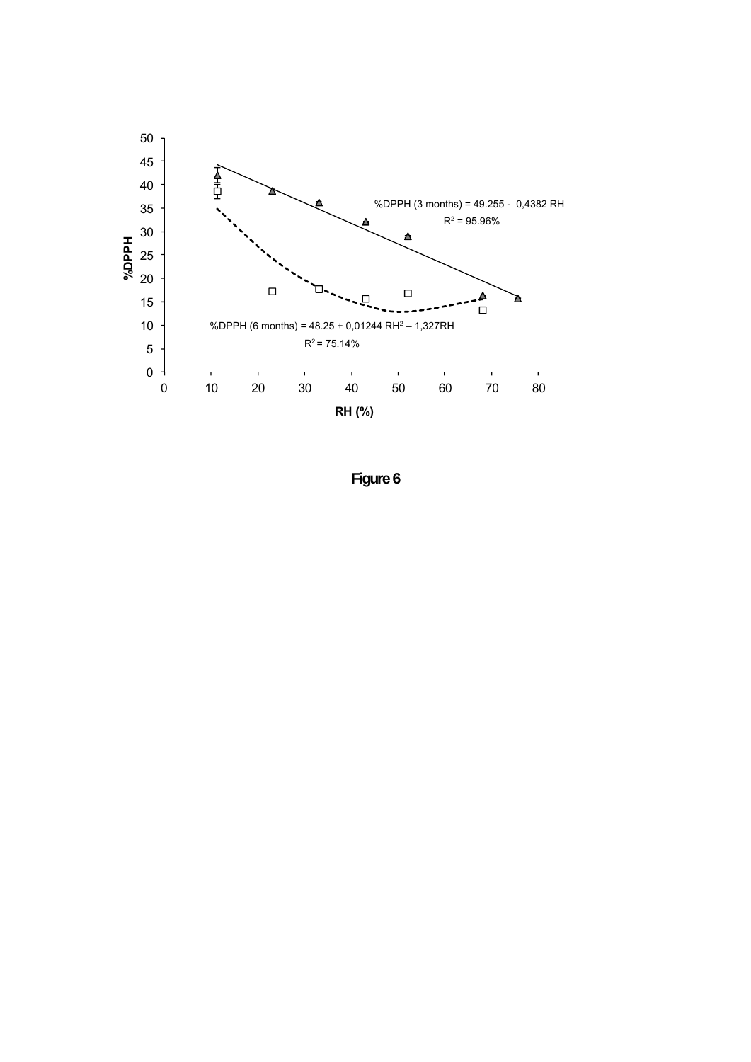%DPPH (3 months) = 49.255 - 0,4382 RH

$R^2$ = 95.96%

%DPPH (6 months) = 48.25 + 0,01244 $RH^2$ – 1,327RH

$R^2$ = 75.14%

**Figure 6**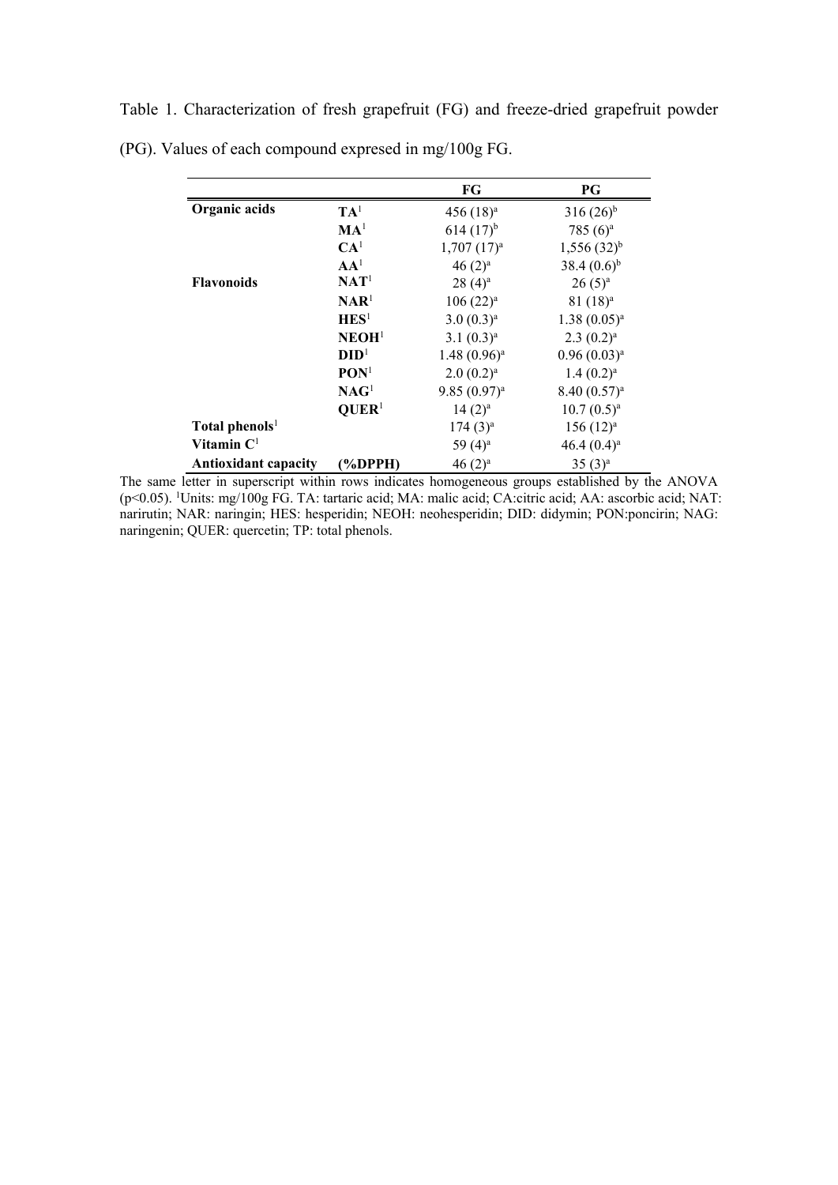Table 1. Characterization of fresh grapefruit (FG) and freeze-dried grapefruit powder (PG). Values of each compound expresed in mg/100g FG.

| | | FG | PG |
|---|---|---|---|
| **Organic acids** | **TA**[1] | 456 (18)$^{a}$ | 316 (26)$^{b}$ |
| | **MA**[1] | 614 (17)$^{b}$ | 785 (6)$^{a}$ |
| | **CA**[1] | 1,707 (17)$^{a}$ | 1,556 (32)$^{b}$ |
| | **AA**[1] | 46 (2)$^{a}$ | 38.4 (0.6)$^{b}$ |
| **Flavonoids** | **NAT**[1] | 28 (4)$^{a}$ | 26 (5)$^{a}$ |
| | **NAR**[1] | 106 (22)$^{a}$ | 81 (18)$^{a}$ |
| | **HES**[1] | 3.0 (0.3)$^{a}$ | 1.38 (0.05)$^{a}$ |
| | **NEOH**[1] | 3.1 (0.3)$^{a}$ | 2.3 (0.2)$^{a}$ |
| | **DID**[1] | 1.48 (0.96)$^{a}$ | 0.96 (0.03)$^{a}$ |
| | **PON**[1] | 2.0 (0.2)$^{a}$ | 1.4 (0.2)$^{a}$ |
| | **NAG**[1] | 9.85 (0.97)$^{a}$ | 8.40 (0.57)$^{a}$ |
| | **QUER**[1] | 14 (2)$^{a}$ | 10.7 (0.5)$^{a}$ |
| **Total phenols**[1] | | 174 (3)$^{a}$ | 156 (12)$^{a}$ |
| **Vitamin C**[1] | | 59 (4)$^{a}$ | 46.4 (0.4)$^{a}$ |
| **Antioxidant capacity** | **(%DPPH)** | 46 (2)$^{a}$ | 35 (3)$^{a}$ |

The same letter in superscript within rows indicates homogeneous groups established by the ANOVA ($p<0.05$). [1]Units: mg/100g FG. TA: tartaric acid; MA: malic acid; CA:citric acid; AA: ascorbic acid; NAT: narirutin; NAR: naringin; HES: hesperidin; NEOH: neohesperidin; DID: didymin; PON:poncirin; NAG: naringenin; QUER: quercetin; TP: total phenols.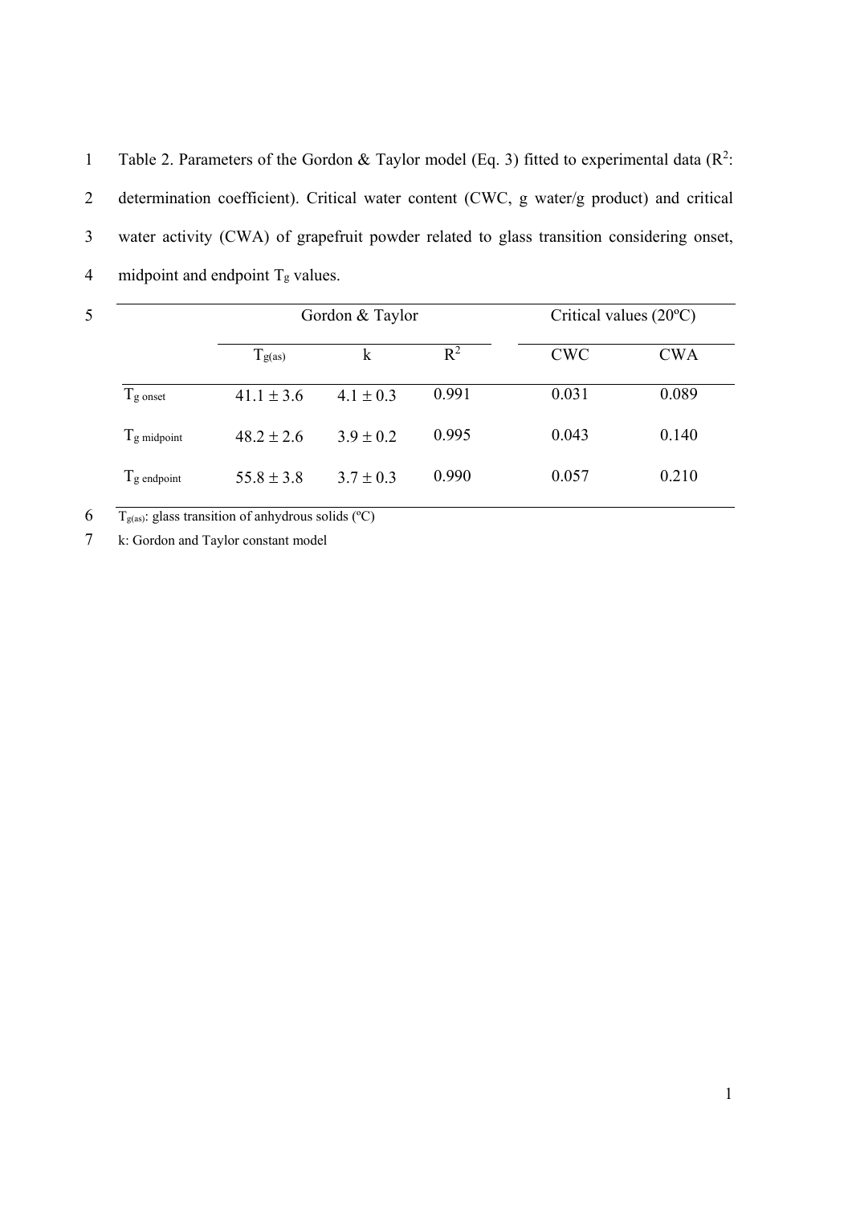Table 2. Parameters of the Gordon & Taylor model (Eq. 3) fitted to experimental data ($R^2$: determination coefficient). Critical water content (CWC, g water/g product) and critical water activity (CWA) of grapefruit powder related to glass transition considering onset, midpoint and endpoint $T_g$ values.

| | Gordon & Taylor | | | Critical values (20ºC) | |
|---|---|---|---|---|---|
| | $T_{g(as)}$ | k | $R^2$ | CWC | CWA |
| $T_{g\ onset}$ | 41.1 ± 3.6 | 4.1 ± 0.3 | 0.991 | 0.031 | 0.089 |
| $T_{g\ midpoint}$ | 48.2 ± 2.6 | 3.9 ± 0.2 | 0.995 | 0.043 | 0.140 |
| $T_{g\ endpoint}$ | 55.8 ± 3.8 | 3.7 ± 0.3 | 0.990 | 0.057 | 0.210 |

$T_{g(as)}$: glass transition of anhydrous solids (ºC)

k: Gordon and Taylor constant model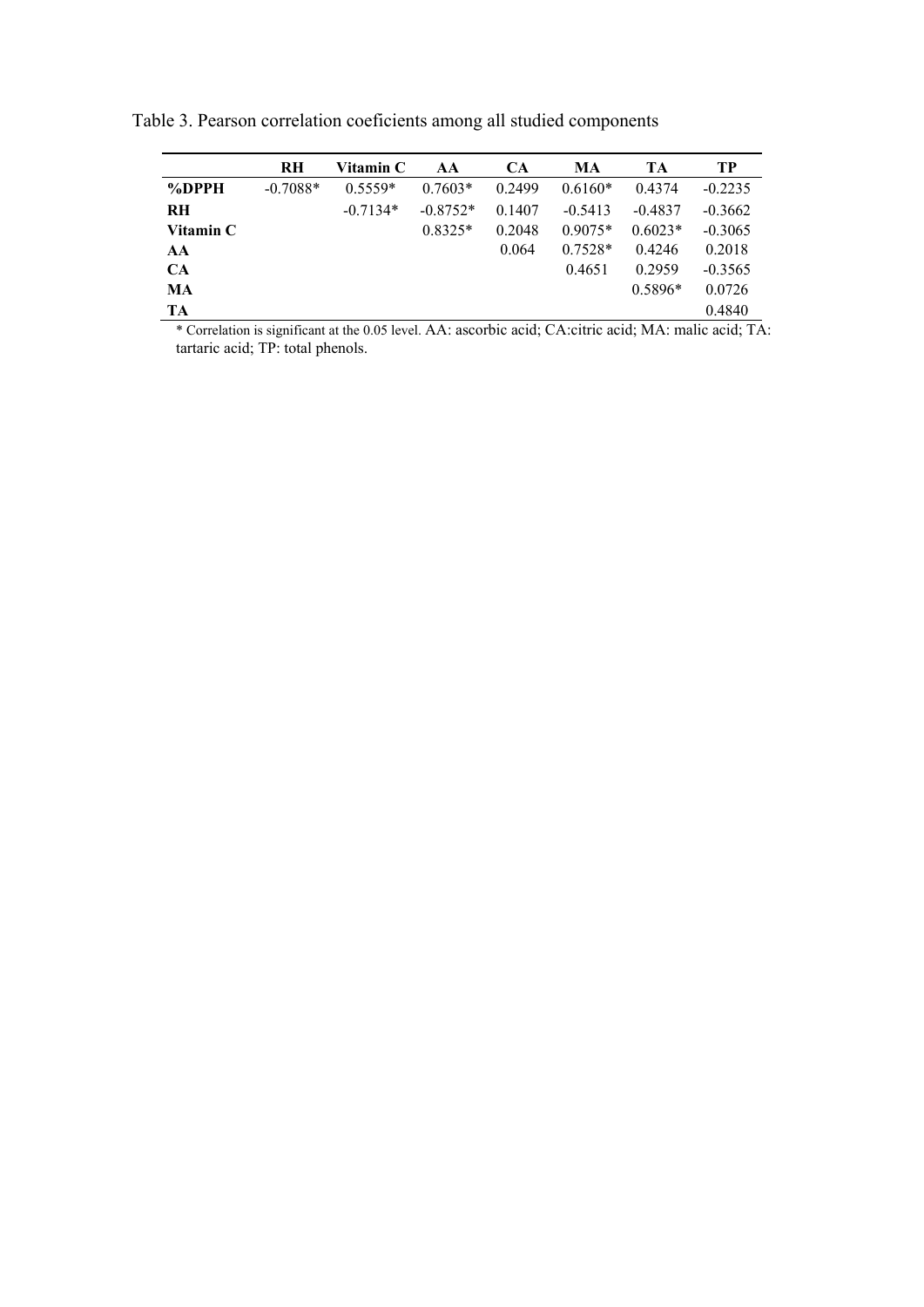Table 3. Pearson correlation coeficients among all studied components

| | RH | Vitamin C | AA | CA | MA | TA | TP |
|---|---|---|---|---|---|---|---|
| **%DPPH** | -0.7088* | 0.5559* | 0.7603* | 0.2499 | 0.6160* | 0.4374 | -0.2235 |
| **RH** | | -0.7134* | -0.8752* | 0.1407 | -0.5413 | -0.4837 | -0.3662 |
| **Vitamin C** | | | 0.8325* | 0.2048 | 0.9075* | 0.6023* | -0.3065 |
| **AA** | | | | 0.064 | 0.7528* | 0.4246 | 0.2018 |
| **CA** | | | | | 0.4651 | 0.2959 | -0.3565 |
| **MA** | | | | | | 0.5896* | 0.0726 |
| **TA** | | | | | | | 0.4840 |

* Correlation is significant at the 0.05 level. AA: ascorbic acid; CA:citric acid; MA: malic acid; TA: tartaric acid; TP: total phenols.